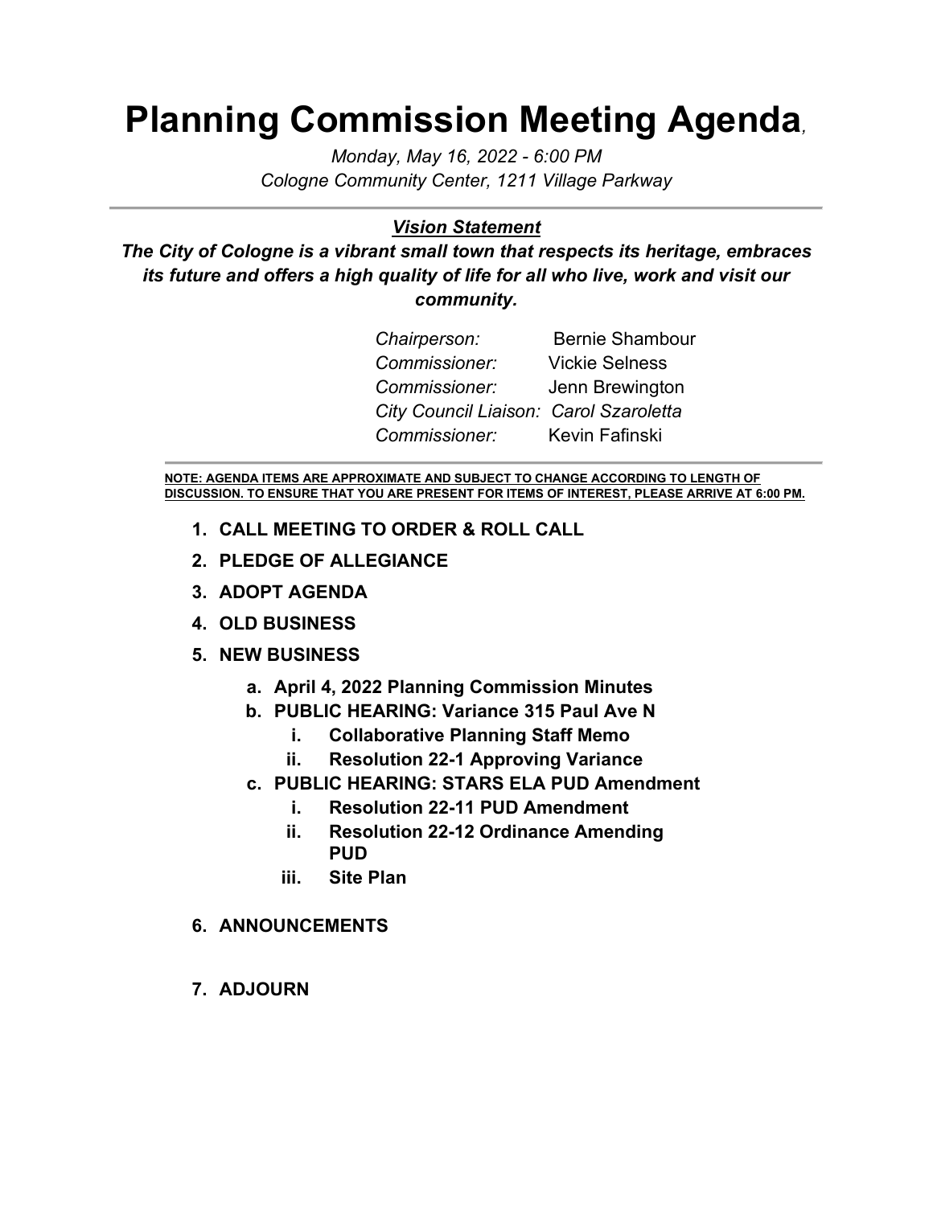# Planning Commission Meeting Agenda,

*Monday, May 16, 2022 - 6:00 PM*
*Cologne Community Center, 1211 Village Parkway*

---

***Vision Statement***

***The City of Cologne is a vibrant small town that respects its heritage, embraces its future and offers a high quality of life for all who live, work and visit our community.***

*Chairperson:* Bernie Shambour
*Commissioner:* Vickie Selness
*Commissioner:* Jenn Brewington
*City Council Liaison: Carol Szaroletta*
*Commissioner:* Kevin Fafinski

---

**NOTE: AGENDA ITEMS ARE APPROXIMATE AND SUBJECT TO CHANGE ACCORDING TO LENGTH OF DISCUSSION. TO ENSURE THAT YOU ARE PRESENT FOR ITEMS OF INTEREST, PLEASE ARRIVE AT 6:00 PM.**

1. **CALL MEETING TO ORDER & ROLL CALL**
2. **PLEDGE OF ALLEGIANCE**
3. **ADOPT AGENDA**
4. **OLD BUSINESS**
5. **NEW BUSINESS**
   - a. **April 4, 2022 Planning Commission Minutes**
   - b. **PUBLIC HEARING: Variance 315 Paul Ave N**
     - i. **Collaborative Planning Staff Memo**
     - ii. **Resolution 22-1 Approving Variance**
   - c. **PUBLIC HEARING: STARS ELA PUD Amendment**
     - i. **Resolution 22-11 PUD Amendment**
     - ii. **Resolution 22-12 Ordinance Amending PUD**
     - iii. **Site Plan**
6. **ANNOUNCEMENTS**
7. **ADJOURN**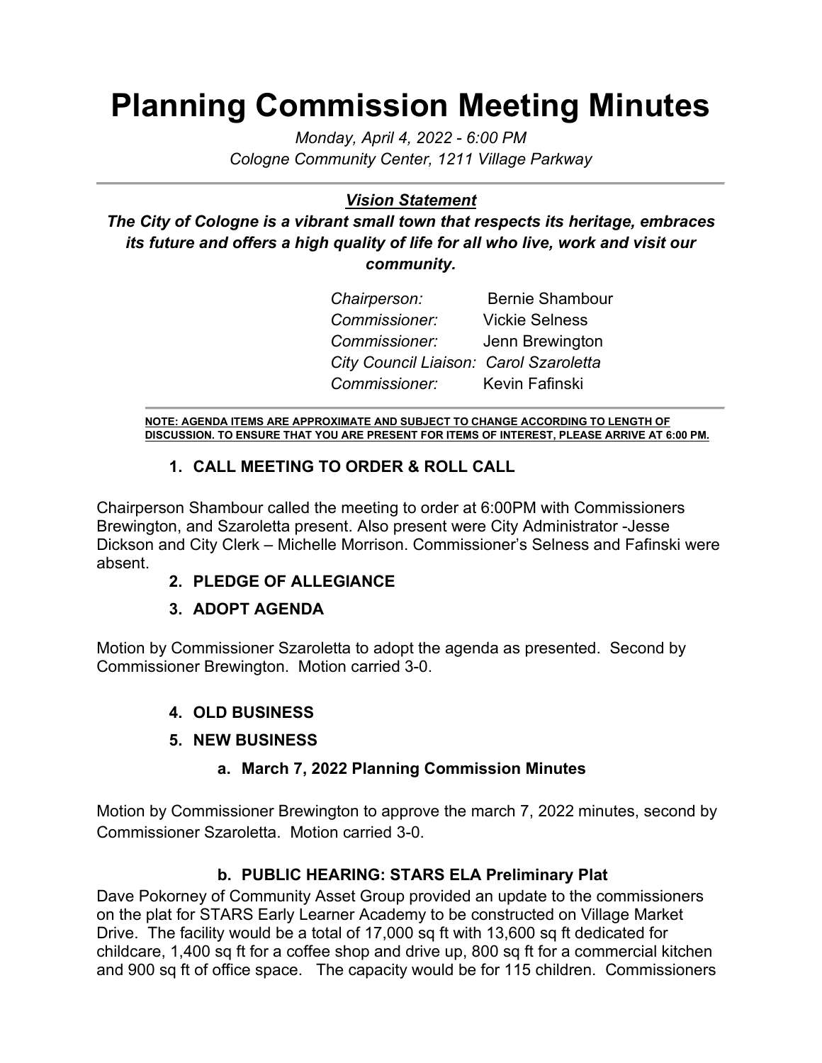# Planning Commission Meeting Minutes

*Monday, April 4, 2022 - 6:00 PM*
*Cologne Community Center, 1211 Village Parkway*

---

***Vision Statement***

***The City of Cologne is a vibrant small town that respects its heritage, embraces its future and offers a high quality of life for all who live, work and visit our community.***

*Chairperson:* Bernie Shambour
*Commissioner:* Vickie Selness
*Commissioner:* Jenn Brewington
*City Council Liaison: Carol Szaroletta*
*Commissioner:* Kevin Fafinski

---

**NOTE: AGENDA ITEMS ARE APPROXIMATE AND SUBJECT TO CHANGE ACCORDING TO LENGTH OF DISCUSSION. TO ENSURE THAT YOU ARE PRESENT FOR ITEMS OF INTEREST, PLEASE ARRIVE AT 6:00 PM.**

### 1. CALL MEETING TO ORDER & ROLL CALL

Chairperson Shambour called the meeting to order at 6:00PM with Commissioners Brewington, and Szaroletta present. Also present were City Administrator -Jesse Dickson and City Clerk – Michelle Morrison. Commissioner's Selness and Fafinski were absent.

### 2. PLEDGE OF ALLEGIANCE

### 3. ADOPT AGENDA

Motion by Commissioner Szaroletta to adopt the agenda as presented. Second by Commissioner Brewington. Motion carried 3-0.

### 4. OLD BUSINESS

### 5. NEW BUSINESS

#### a. March 7, 2022 Planning Commission Minutes

Motion by Commissioner Brewington to approve the march 7, 2022 minutes, second by Commissioner Szaroletta. Motion carried 3-0.

#### b. PUBLIC HEARING: STARS ELA Preliminary Plat

Dave Pokorney of Community Asset Group provided an update to the commissioners on the plat for STARS Early Learner Academy to be constructed on Village Market Drive. The facility would be a total of 17,000 sq ft with 13,600 sq ft dedicated for childcare, 1,400 sq ft for a coffee shop and drive up, 800 sq ft for a commercial kitchen and 900 sq ft of office space. The capacity would be for 115 children. Commissioners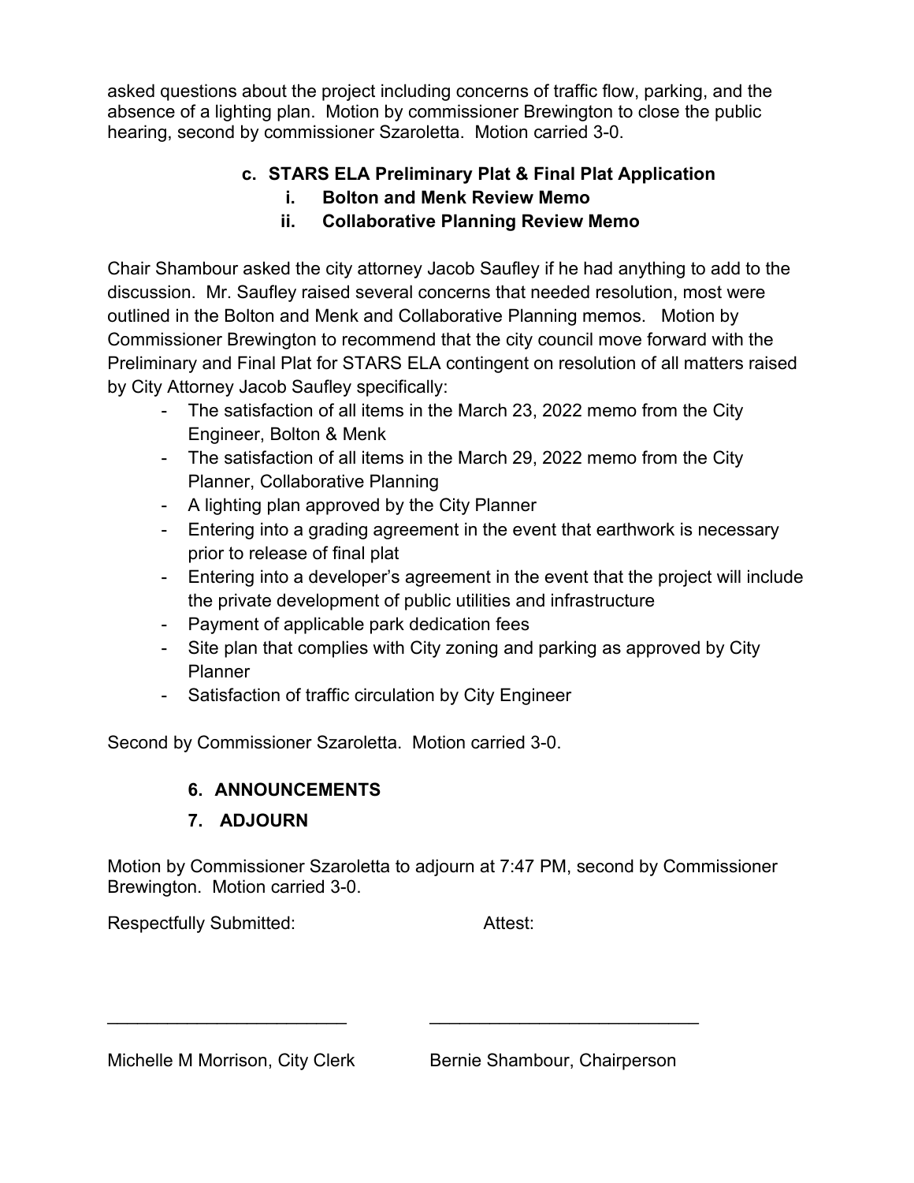asked questions about the project including concerns of traffic flow, parking, and the absence of a lighting plan. Motion by commissioner Brewington to close the public hearing, second by commissioner Szaroletta. Motion carried 3-0.

**c. STARS ELA Preliminary Plat & Final Plat Application**

**i. Bolton and Menk Review Memo**

**ii. Collaborative Planning Review Memo**

Chair Shambour asked the city attorney Jacob Saufley if he had anything to add to the discussion. Mr. Saufley raised several concerns that needed resolution, most were outlined in the Bolton and Menk and Collaborative Planning memos. Motion by Commissioner Brewington to recommend that the city council move forward with the Preliminary and Final Plat for STARS ELA contingent on resolution of all matters raised by City Attorney Jacob Saufley specifically:

- The satisfaction of all items in the March 23, 2022 memo from the City Engineer, Bolton & Menk
- The satisfaction of all items in the March 29, 2022 memo from the City Planner, Collaborative Planning
- A lighting plan approved by the City Planner
- Entering into a grading agreement in the event that earthwork is necessary prior to release of final plat
- Entering into a developer's agreement in the event that the project will include the private development of public utilities and infrastructure
- Payment of applicable park dedication fees
- Site plan that complies with City zoning and parking as approved by City Planner
- Satisfaction of traffic circulation by City Engineer

Second by Commissioner Szaroletta. Motion carried 3-0.

## 6. ANNOUNCEMENTS

## 7. ADJOURN

Motion by Commissioner Szaroletta to adjourn at 7:47 PM, second by Commissioner Brewington. Motion carried 3-0.

Respectfully Submitted: Attest:

_________________________ ____________________________

Michelle M Morrison, City Clerk Bernie Shambour, Chairperson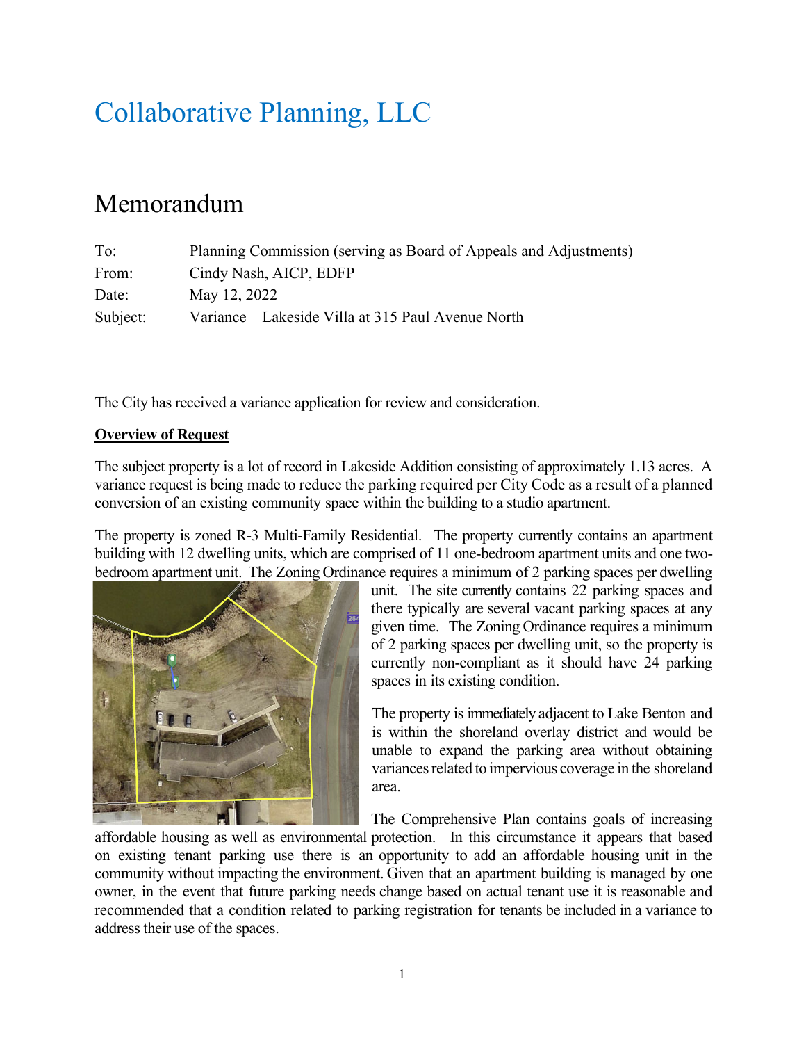# Collaborative Planning, LLC

## Memorandum

To: Planning Commission (serving as Board of Appeals and Adjustments)
From: Cindy Nash, AICP, EDFP
Date: May 12, 2022
Subject: Variance – Lakeside Villa at 315 Paul Avenue North

The City has received a variance application for review and consideration.

**Overview of Request**

The subject property is a lot of record in Lakeside Addition consisting of approximately 1.13 acres. A variance request is being made to reduce the parking required per City Code as a result of a planned conversion of an existing community space within the building to a studio apartment.

The property is zoned R-3 Multi-Family Residential. The property currently contains an apartment building with 12 dwelling units, which are comprised of 11 one-bedroom apartment units and one two-bedroom apartment unit. The Zoning Ordinance requires a minimum of 2 parking spaces per dwelling unit. The site currently contains 22 parking spaces and there typically are several vacant parking spaces at any given time. The Zoning Ordinance requires a minimum of 2 parking spaces per dwelling unit, so the property is currently non-compliant as it should have 24 parking spaces in its existing condition.

The property is immediately adjacent to Lake Benton and is within the shoreland overlay district and would be unable to expand the parking area without obtaining variances related to impervious coverage in the shoreland area.

The Comprehensive Plan contains goals of increasing affordable housing as well as environmental protection. In this circumstance it appears that based on existing tenant parking use there is an opportunity to add an affordable housing unit in the community without impacting the environment. Given that an apartment building is managed by one owner, in the event that future parking needs change based on actual tenant use it is reasonable and recommended that a condition related to parking registration for tenants be included in a variance to address their use of the spaces.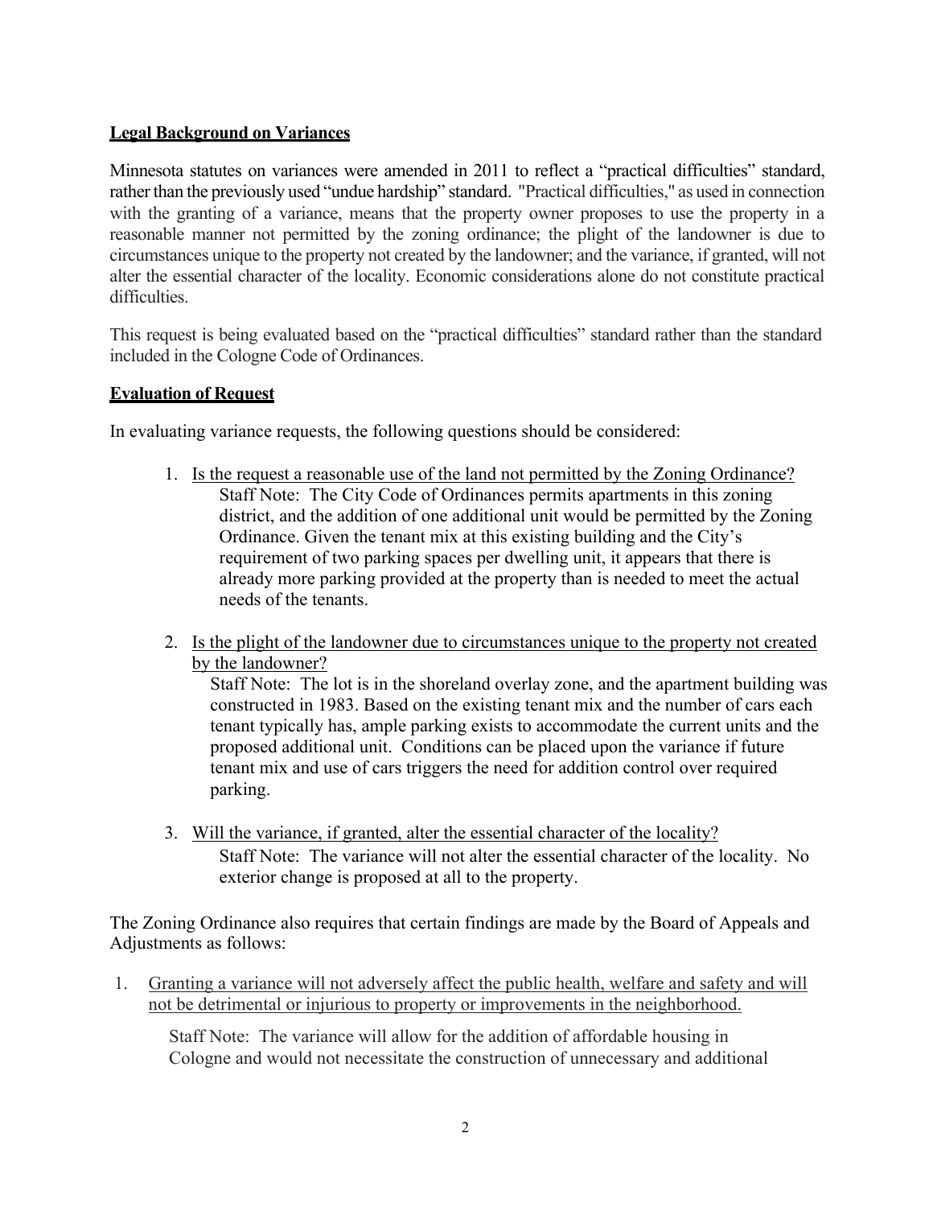**Legal Background on Variances**

Minnesota statutes on variances were amended in 2011 to reflect a "practical difficulties" standard, rather than the previously used "undue hardship" standard. "Practical difficulties," as used in connection with the granting of a variance, means that the property owner proposes to use the property in a reasonable manner not permitted by the zoning ordinance; the plight of the landowner is due to circumstances unique to the property not created by the landowner; and the variance, if granted, will not alter the essential character of the locality. Economic considerations alone do not constitute practical difficulties.

This request is being evaluated based on the "practical difficulties" standard rather than the standard included in the Cologne Code of Ordinances.

**Evaluation of Request**

In evaluating variance requests, the following questions should be considered:

1. Is the request a reasonable use of the land not permitted by the Zoning Ordinance?
   Staff Note: The City Code of Ordinances permits apartments in this zoning district, and the addition of one additional unit would be permitted by the Zoning Ordinance. Given the tenant mix at this existing building and the City's requirement of two parking spaces per dwelling unit, it appears that there is already more parking provided at the property than is needed to meet the actual needs of the tenants.

2. Is the plight of the landowner due to circumstances unique to the property not created by the landowner?
   Staff Note: The lot is in the shoreland overlay zone, and the apartment building was constructed in 1983. Based on the existing tenant mix and the number of cars each tenant typically has, ample parking exists to accommodate the current units and the proposed additional unit. Conditions can be placed upon the variance if future tenant mix and use of cars triggers the need for addition control over required parking.

3. Will the variance, if granted, alter the essential character of the locality?
   Staff Note: The variance will not alter the essential character of the locality. No exterior change is proposed at all to the property.

The Zoning Ordinance also requires that certain findings are made by the Board of Appeals and Adjustments as follows:

1. Granting a variance will not adversely affect the public health, welfare and safety and will not be detrimental or injurious to property or improvements in the neighborhood.

   Staff Note: The variance will allow for the addition of affordable housing in Cologne and would not necessitate the construction of unnecessary and additional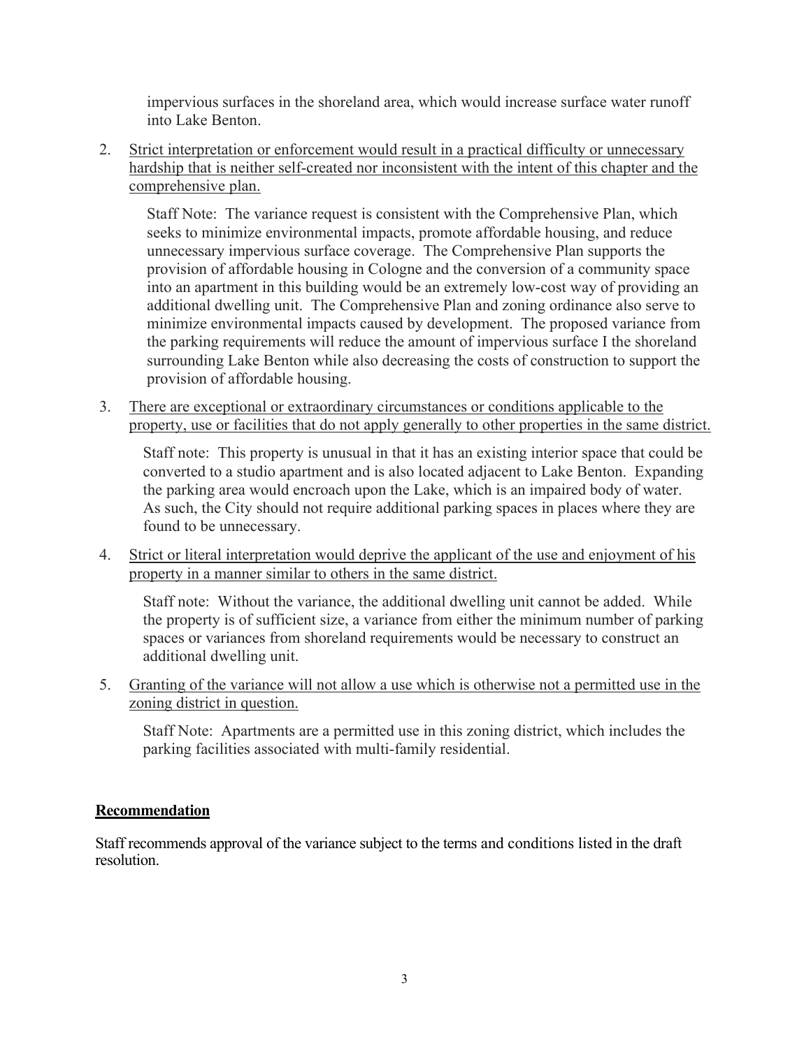impervious surfaces in the shoreland area, which would increase surface water runoff into Lake Benton.

2. Strict interpretation or enforcement would result in a practical difficulty or unnecessary hardship that is neither self-created nor inconsistent with the intent of this chapter and the comprehensive plan.

   Staff Note: The variance request is consistent with the Comprehensive Plan, which seeks to minimize environmental impacts, promote affordable housing, and reduce unnecessary impervious surface coverage. The Comprehensive Plan supports the provision of affordable housing in Cologne and the conversion of a community space into an apartment in this building would be an extremely low-cost way of providing an additional dwelling unit. The Comprehensive Plan and zoning ordinance also serve to minimize environmental impacts caused by development. The proposed variance from the parking requirements will reduce the amount of impervious surface I the shoreland surrounding Lake Benton while also decreasing the costs of construction to support the provision of affordable housing.

3. There are exceptional or extraordinary circumstances or conditions applicable to the property, use or facilities that do not apply generally to other properties in the same district.

   Staff note: This property is unusual in that it has an existing interior space that could be converted to a studio apartment and is also located adjacent to Lake Benton. Expanding the parking area would encroach upon the Lake, which is an impaired body of water. As such, the City should not require additional parking spaces in places where they are found to be unnecessary.

4. Strict or literal interpretation would deprive the applicant of the use and enjoyment of his property in a manner similar to others in the same district.

   Staff note: Without the variance, the additional dwelling unit cannot be added. While the property is of sufficient size, a variance from either the minimum number of parking spaces or variances from shoreland requirements would be necessary to construct an additional dwelling unit.

5. Granting of the variance will not allow a use which is otherwise not a permitted use in the zoning district in question.

   Staff Note: Apartments are a permitted use in this zoning district, which includes the parking facilities associated with multi-family residential.

## Recommendation

Staff recommends approval of the variance subject to the terms and conditions listed in the draft resolution.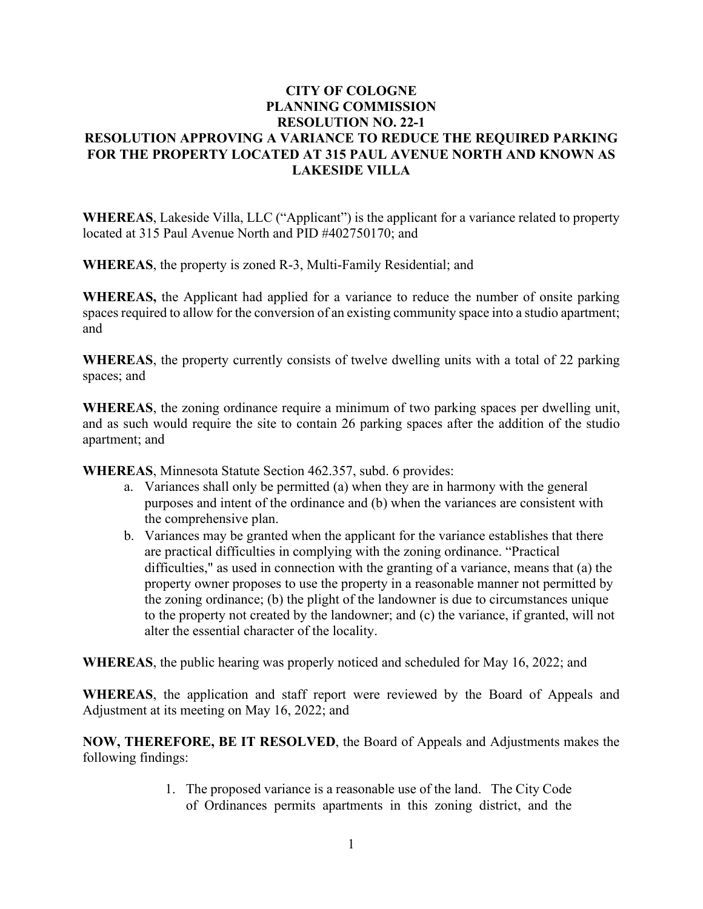**CITY OF COLOGNE**
**PLANNING COMMISSION**
**RESOLUTION NO. 22-1**
**RESOLUTION APPROVING A VARIANCE TO REDUCE THE REQUIRED PARKING FOR THE PROPERTY LOCATED AT 315 PAUL AVENUE NORTH AND KNOWN AS LAKESIDE VILLA**

**WHEREAS**, Lakeside Villa, LLC ("Applicant") is the applicant for a variance related to property located at 315 Paul Avenue North and PID #402750170; and

**WHEREAS**, the property is zoned R-3, Multi-Family Residential; and

**WHEREAS,** the Applicant had applied for a variance to reduce the number of onsite parking spaces required to allow for the conversion of an existing community space into a studio apartment; and

**WHEREAS**, the property currently consists of twelve dwelling units with a total of 22 parking spaces; and

**WHEREAS**, the zoning ordinance require a minimum of two parking spaces per dwelling unit, and as such would require the site to contain 26 parking spaces after the addition of the studio apartment; and

**WHEREAS**, Minnesota Statute Section 462.357, subd. 6 provides:

a. Variances shall only be permitted (a) when they are in harmony with the general purposes and intent of the ordinance and (b) when the variances are consistent with the comprehensive plan.
b. Variances may be granted when the applicant for the variance establishes that there are practical difficulties in complying with the zoning ordinance. "Practical difficulties," as used in connection with the granting of a variance, means that (a) the property owner proposes to use the property in a reasonable manner not permitted by the zoning ordinance; (b) the plight of the landowner is due to circumstances unique to the property not created by the landowner; and (c) the variance, if granted, will not alter the essential character of the locality.

**WHEREAS**, the public hearing was properly noticed and scheduled for May 16, 2022; and

**WHEREAS**, the application and staff report were reviewed by the Board of Appeals and Adjustment at its meeting on May 16, 2022; and

**NOW, THEREFORE, BE IT RESOLVED**, the Board of Appeals and Adjustments makes the following findings:

1. The proposed variance is a reasonable use of the land. The City Code of Ordinances permits apartments in this zoning district, and the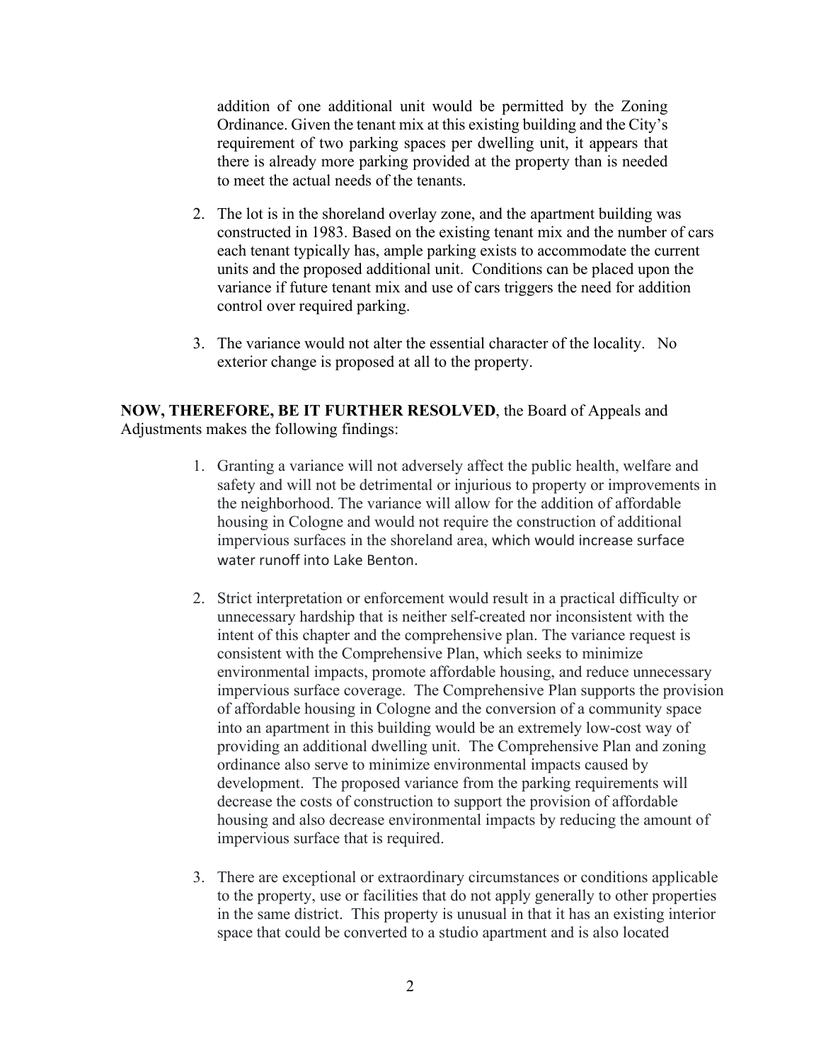addition of one additional unit would be permitted by the Zoning Ordinance. Given the tenant mix at this existing building and the City's requirement of two parking spaces per dwelling unit, it appears that there is already more parking provided at the property than is needed to meet the actual needs of the tenants.

2. The lot is in the shoreland overlay zone, and the apartment building was constructed in 1983. Based on the existing tenant mix and the number of cars each tenant typically has, ample parking exists to accommodate the current units and the proposed additional unit. Conditions can be placed upon the variance if future tenant mix and use of cars triggers the need for addition control over required parking.

3. The variance would not alter the essential character of the locality. No exterior change is proposed at all to the property.

**NOW, THEREFORE, BE IT FURTHER RESOLVED**, the Board of Appeals and Adjustments makes the following findings:

1. Granting a variance will not adversely affect the public health, welfare and safety and will not be detrimental or injurious to property or improvements in the neighborhood. The variance will allow for the addition of affordable housing in Cologne and would not require the construction of additional impervious surfaces in the shoreland area, which would increase surface water runoff into Lake Benton.

2. Strict interpretation or enforcement would result in a practical difficulty or unnecessary hardship that is neither self-created nor inconsistent with the intent of this chapter and the comprehensive plan. The variance request is consistent with the Comprehensive Plan, which seeks to minimize environmental impacts, promote affordable housing, and reduce unnecessary impervious surface coverage. The Comprehensive Plan supports the provision of affordable housing in Cologne and the conversion of a community space into an apartment in this building would be an extremely low-cost way of providing an additional dwelling unit. The Comprehensive Plan and zoning ordinance also serve to minimize environmental impacts caused by development. The proposed variance from the parking requirements will decrease the costs of construction to support the provision of affordable housing and also decrease environmental impacts by reducing the amount of impervious surface that is required.

3. There are exceptional or extraordinary circumstances or conditions applicable to the property, use or facilities that do not apply generally to other properties in the same district. This property is unusual in that it has an existing interior space that could be converted to a studio apartment and is also located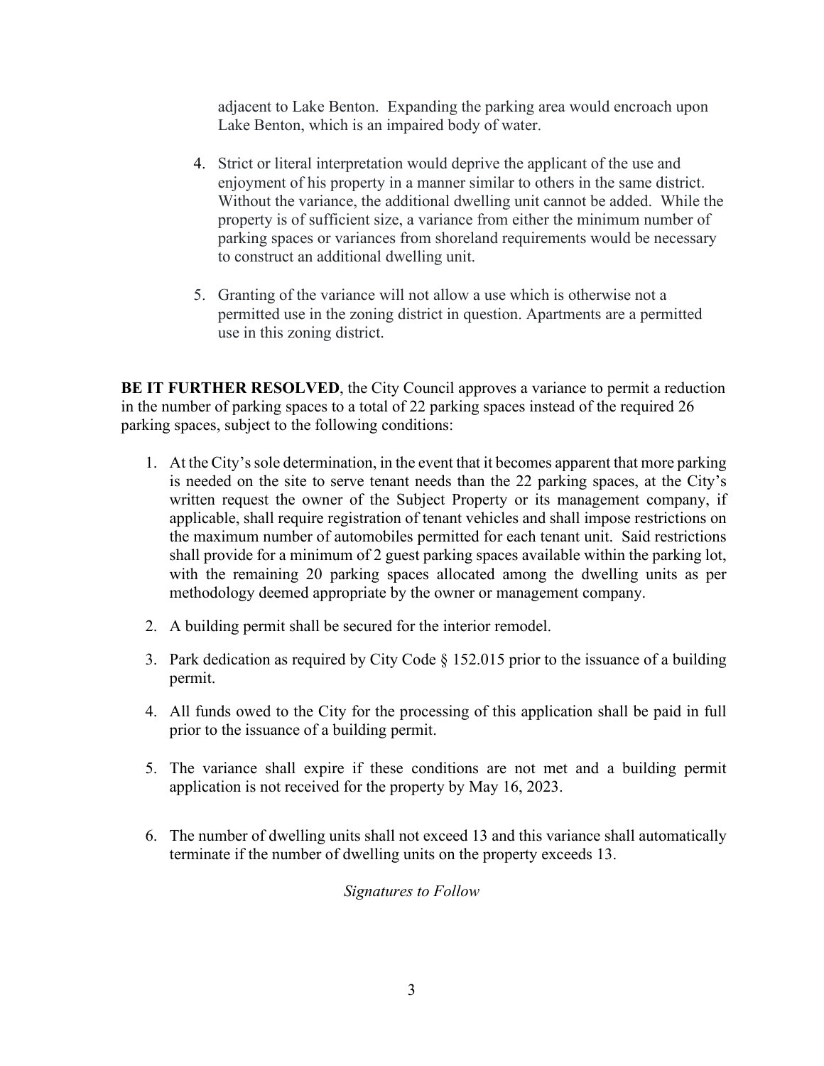adjacent to Lake Benton. Expanding the parking area would encroach upon Lake Benton, which is an impaired body of water.

4. Strict or literal interpretation would deprive the applicant of the use and enjoyment of his property in a manner similar to others in the same district. Without the variance, the additional dwelling unit cannot be added. While the property is of sufficient size, a variance from either the minimum number of parking spaces or variances from shoreland requirements would be necessary to construct an additional dwelling unit.

5. Granting of the variance will not allow a use which is otherwise not a permitted use in the zoning district in question. Apartments are a permitted use in this zoning district.

**BE IT FURTHER RESOLVED**, the City Council approves a variance to permit a reduction in the number of parking spaces to a total of 22 parking spaces instead of the required 26 parking spaces, subject to the following conditions:

1. At the City's sole determination, in the event that it becomes apparent that more parking is needed on the site to serve tenant needs than the 22 parking spaces, at the City's written request the owner of the Subject Property or its management company, if applicable, shall require registration of tenant vehicles and shall impose restrictions on the maximum number of automobiles permitted for each tenant unit. Said restrictions shall provide for a minimum of 2 guest parking spaces available within the parking lot, with the remaining 20 parking spaces allocated among the dwelling units as per methodology deemed appropriate by the owner or management company.

2. A building permit shall be secured for the interior remodel.

3. Park dedication as required by City Code § 152.015 prior to the issuance of a building permit.

4. All funds owed to the City for the processing of this application shall be paid in full prior to the issuance of a building permit.

5. The variance shall expire if these conditions are not met and a building permit application is not received for the property by May 16, 2023.

6. The number of dwelling units shall not exceed 13 and this variance shall automatically terminate if the number of dwelling units on the property exceeds 13.

*Signatures to Follow*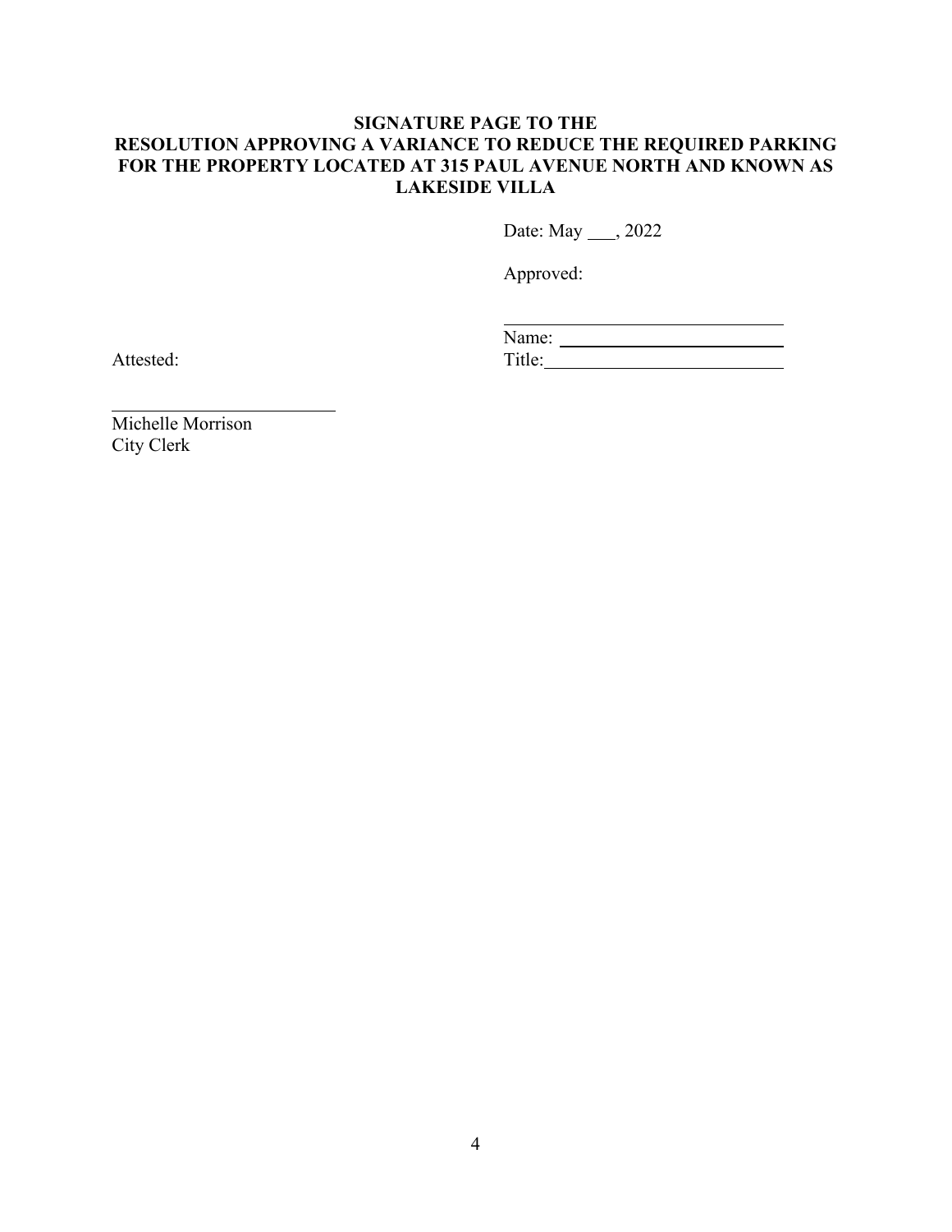**SIGNATURE PAGE TO THE RESOLUTION APPROVING A VARIANCE TO REDUCE THE REQUIRED PARKING FOR THE PROPERTY LOCATED AT 315 PAUL AVENUE NORTH AND KNOWN AS LAKESIDE VILLA**

Date: May ___, 2022

Approved:

\_\_\_\_\_\_\_\_\_\_\_\_\_\_\_\_\_\_\_\_\_\_\_\_\_\_\_\_\_\_

Name: \_\_\_\_\_\_\_\_\_\_\_\_\_\_\_\_\_\_\_\_\_\_\_\_

Title: \_\_\_\_\_\_\_\_\_\_\_\_\_\_\_\_\_\_\_\_\_\_\_\_\_

Attested:

\_\_\_\_\_\_\_\_\_\_\_\_\_\_\_\_\_\_\_\_\_\_\_\_

Michelle Morrison
City Clerk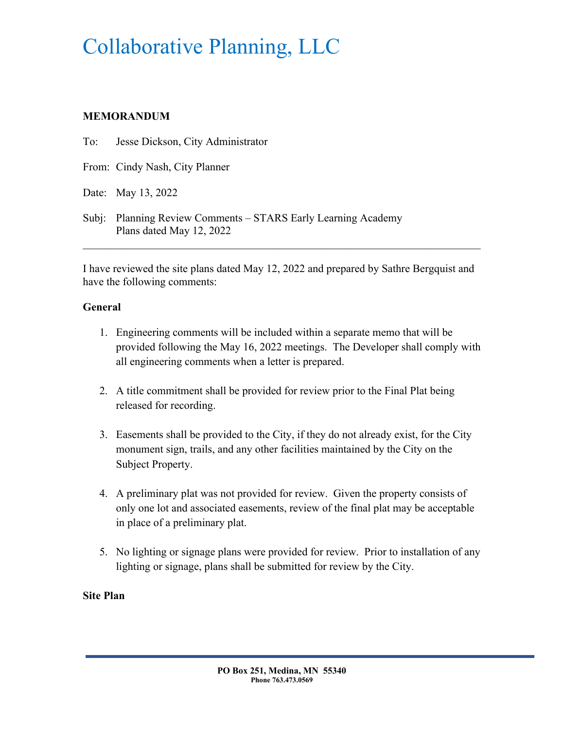# Collaborative Planning, LLC

**MEMORANDUM**

To: Jesse Dickson, City Administrator

From: Cindy Nash, City Planner

Date: May 13, 2022

Subj: Planning Review Comments – STARS Early Learning Academy
Plans dated May 12, 2022

---

I have reviewed the site plans dated May 12, 2022 and prepared by Sathre Bergquist and have the following comments:

**General**

1. Engineering comments will be included within a separate memo that will be provided following the May 16, 2022 meetings. The Developer shall comply with all engineering comments when a letter is prepared.

2. A title commitment shall be provided for review prior to the Final Plat being released for recording.

3. Easements shall be provided to the City, if they do not already exist, for the City monument sign, trails, and any other facilities maintained by the City on the Subject Property.

4. A preliminary plat was not provided for review. Given the property consists of only one lot and associated easements, review of the final plat may be acceptable in place of a preliminary plat.

5. No lighting or signage plans were provided for review. Prior to installation of any lighting or signage, plans shall be submitted for review by the City.

**Site Plan**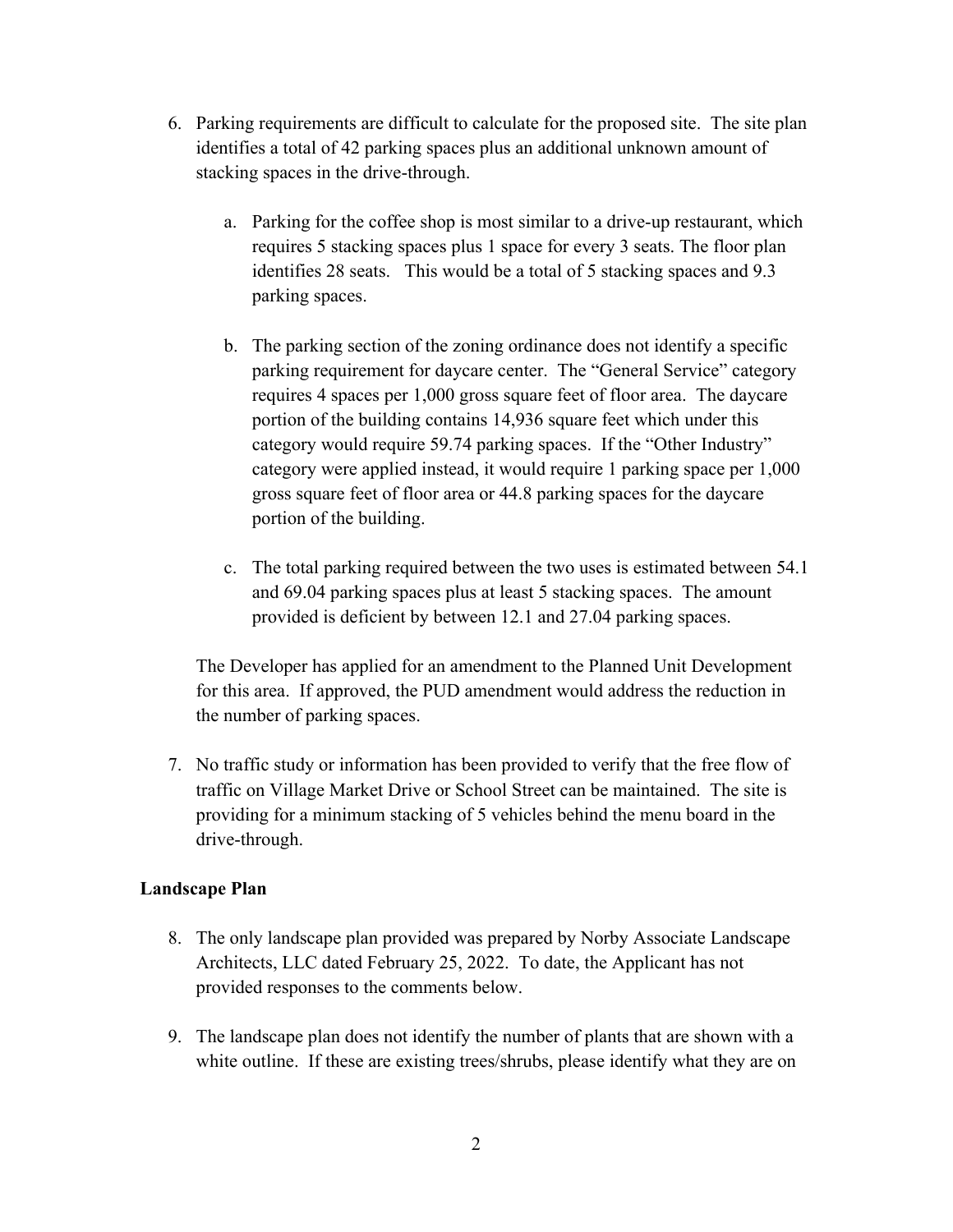6. Parking requirements are difficult to calculate for the proposed site. The site plan identifies a total of 42 parking spaces plus an additional unknown amount of stacking spaces in the drive-through.

    a. Parking for the coffee shop is most similar to a drive-up restaurant, which requires 5 stacking spaces plus 1 space for every 3 seats. The floor plan identifies 28 seats. This would be a total of 5 stacking spaces and 9.3 parking spaces.

    b. The parking section of the zoning ordinance does not identify a specific parking requirement for daycare center. The "General Service" category requires 4 spaces per 1,000 gross square feet of floor area. The daycare portion of the building contains 14,936 square feet which under this category would require 59.74 parking spaces. If the "Other Industry" category were applied instead, it would require 1 parking space per 1,000 gross square feet of floor area or 44.8 parking spaces for the daycare portion of the building.

    c. The total parking required between the two uses is estimated between 54.1 and 69.04 parking spaces plus at least 5 stacking spaces. The amount provided is deficient by between 12.1 and 27.04 parking spaces.

    The Developer has applied for an amendment to the Planned Unit Development for this area. If approved, the PUD amendment would address the reduction in the number of parking spaces.

7. No traffic study or information has been provided to verify that the free flow of traffic on Village Market Drive or School Street can be maintained. The site is providing for a minimum stacking of 5 vehicles behind the menu board in the drive-through.

**Landscape Plan**

8. The only landscape plan provided was prepared by Norby Associate Landscape Architects, LLC dated February 25, 2022. To date, the Applicant has not provided responses to the comments below.

9. The landscape plan does not identify the number of plants that are shown with a white outline. If these are existing trees/shrubs, please identify what they are on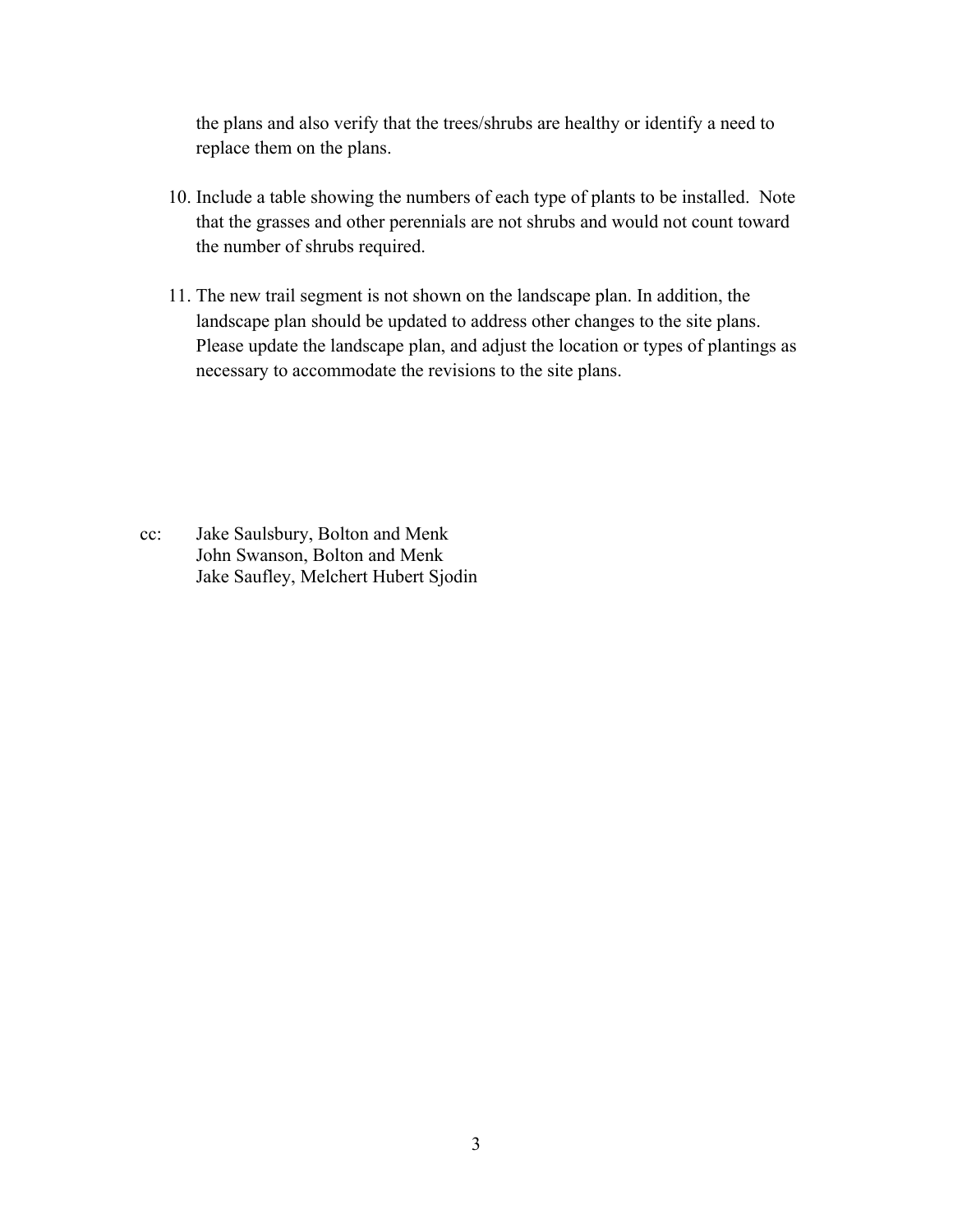the plans and also verify that the trees/shrubs are healthy or identify a need to replace them on the plans.

10. Include a table showing the numbers of each type of plants to be installed. Note that the grasses and other perennials are not shrubs and would not count toward the number of shrubs required.

11. The new trail segment is not shown on the landscape plan. In addition, the landscape plan should be updated to address other changes to the site plans. Please update the landscape plan, and adjust the location or types of plantings as necessary to accommodate the revisions to the site plans.

cc: Jake Saulsbury, Bolton and Menk
John Swanson, Bolton and Menk
Jake Saufley, Melchert Hubert Sjodin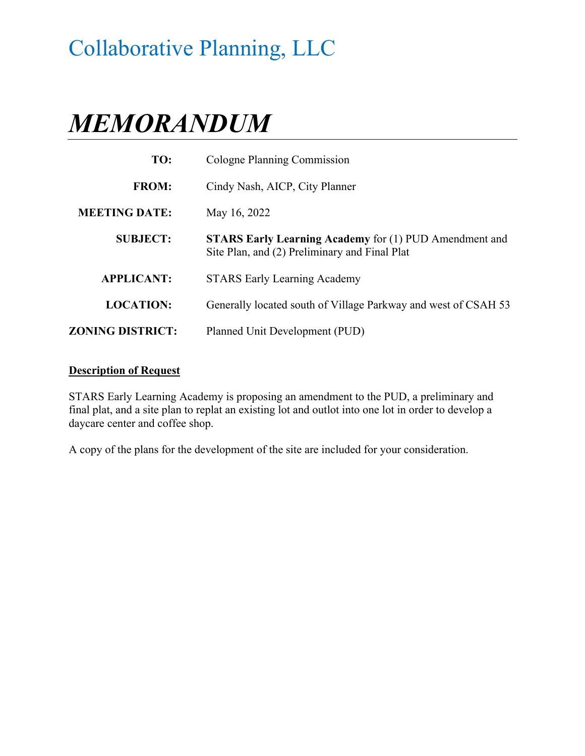# Collaborative Planning, LLC

# *MEMORANDUM*

| | |
|---|---|
| **TO:** | Cologne Planning Commission |
| **FROM:** | Cindy Nash, AICP, City Planner |
| **MEETING DATE:** | May 16, 2022 |
| **SUBJECT:** | **STARS Early Learning Academy** for (1) PUD Amendment and Site Plan, and (2) Preliminary and Final Plat |
| **APPLICANT:** | STARS Early Learning Academy |
| **LOCATION:** | Generally located south of Village Parkway and west of CSAH 53 |
| **ZONING DISTRICT:** | Planned Unit Development (PUD) |

**Description of Request**

STARS Early Learning Academy is proposing an amendment to the PUD, a preliminary and final plat, and a site plan to replat an existing lot and outlot into one lot in order to develop a daycare center and coffee shop.

A copy of the plans for the development of the site are included for your consideration.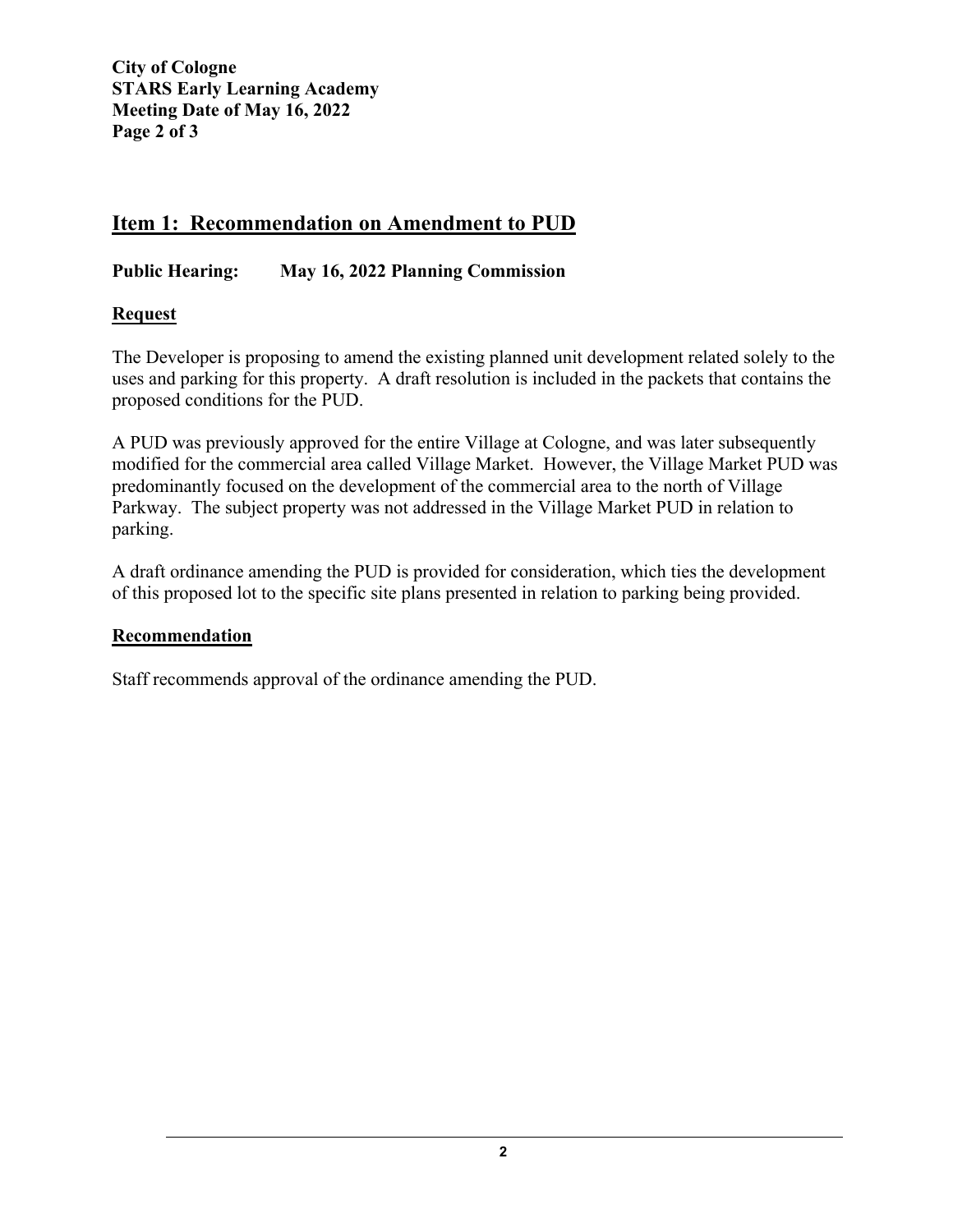## Item 1: Recommendation on Amendment to PUD

**Public Hearing: May 16, 2022 Planning Commission**

**Request**

The Developer is proposing to amend the existing planned unit development related solely to the uses and parking for this property. A draft resolution is included in the packets that contains the proposed conditions for the PUD.

A PUD was previously approved for the entire Village at Cologne, and was later subsequently modified for the commercial area called Village Market. However, the Village Market PUD was predominantly focused on the development of the commercial area to the north of Village Parkway. The subject property was not addressed in the Village Market PUD in relation to parking.

A draft ordinance amending the PUD is provided for consideration, which ties the development of this proposed lot to the specific site plans presented in relation to parking being provided.

**Recommendation**

Staff recommends approval of the ordinance amending the PUD.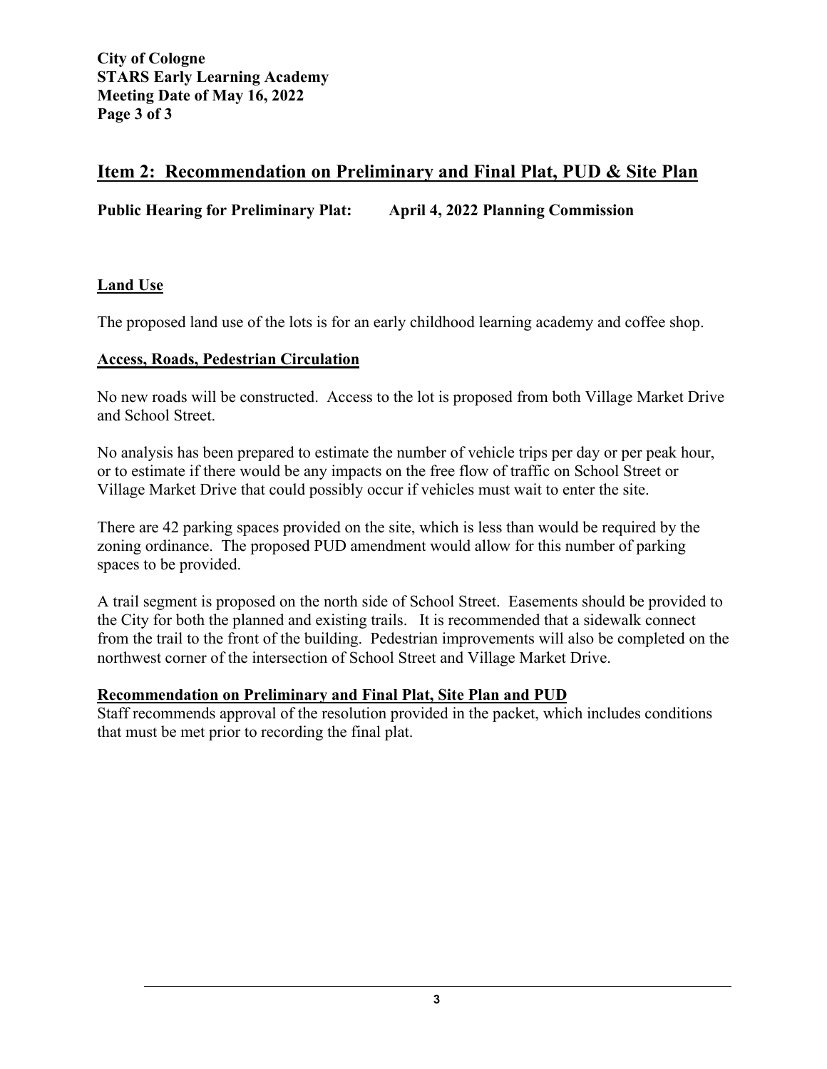## Item 2: Recommendation on Preliminary and Final Plat, PUD & Site Plan

**Public Hearing for Preliminary Plat: April 4, 2022 Planning Commission**

### Land Use

The proposed land use of the lots is for an early childhood learning academy and coffee shop.

### Access, Roads, Pedestrian Circulation

No new roads will be constructed. Access to the lot is proposed from both Village Market Drive and School Street.

No analysis has been prepared to estimate the number of vehicle trips per day or per peak hour, or to estimate if there would be any impacts on the free flow of traffic on School Street or Village Market Drive that could possibly occur if vehicles must wait to enter the site.

There are 42 parking spaces provided on the site, which is less than would be required by the zoning ordinance. The proposed PUD amendment would allow for this number of parking spaces to be provided.

A trail segment is proposed on the north side of School Street. Easements should be provided to the City for both the planned and existing trails. It is recommended that a sidewalk connect from the trail to the front of the building. Pedestrian improvements will also be completed on the northwest corner of the intersection of School Street and Village Market Drive.

### Recommendation on Preliminary and Final Plat, Site Plan and PUD

Staff recommends approval of the resolution provided in the packet, which includes conditions that must be met prior to recording the final plat.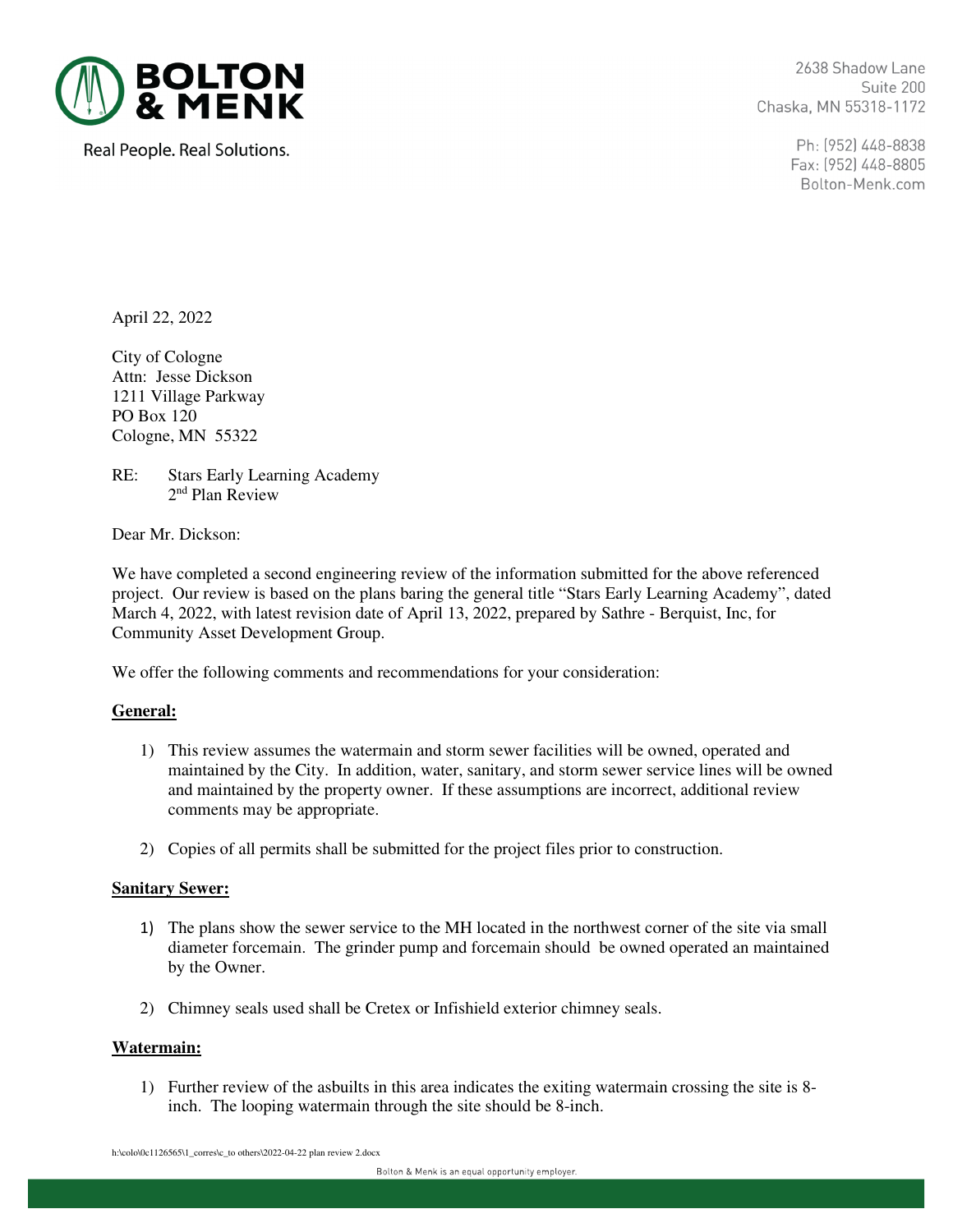**BOLTON & MENK**

Real People. Real Solutions.

2638 Shadow Lane
Suite 200
Chaska, MN 55318-1172

Ph: (952) 448-8838
Fax: (952) 448-8805
Bolton-Menk.com

April 22, 2022

City of Cologne
Attn: Jesse Dickson
1211 Village Parkway
PO Box 120
Cologne, MN 55322

RE: Stars Early Learning Academy
2nd Plan Review

Dear Mr. Dickson:

We have completed a second engineering review of the information submitted for the above referenced project. Our review is based on the plans baring the general title "Stars Early Learning Academy", dated March 4, 2022, with latest revision date of April 13, 2022, prepared by Sathre - Berquist, Inc, for Community Asset Development Group.

We offer the following comments and recommendations for your consideration:

**General:**

1) This review assumes the watermain and storm sewer facilities will be owned, operated and maintained by the City. In addition, water, sanitary, and storm sewer service lines will be owned and maintained by the property owner. If these assumptions are incorrect, additional review comments may be appropriate.

2) Copies of all permits shall be submitted for the project files prior to construction.

**Sanitary Sewer:**

1) The plans show the sewer service to the MH located in the northwest corner of the site via small diameter forcemain. The grinder pump and forcemain should be owned operated an maintained by the Owner.

2) Chimney seals used shall be Cretex or Infishield exterior chimney seals.

**Watermain:**

1) Further review of the asbuilts in this area indicates the exiting watermain crossing the site is 8-inch. The looping watermain through the site should be 8-inch.

h:\colo\0c1126565\1_corres\c_to others\2022-04-22 plan review 2.docx

Bolton & Menk is an equal opportunity employer.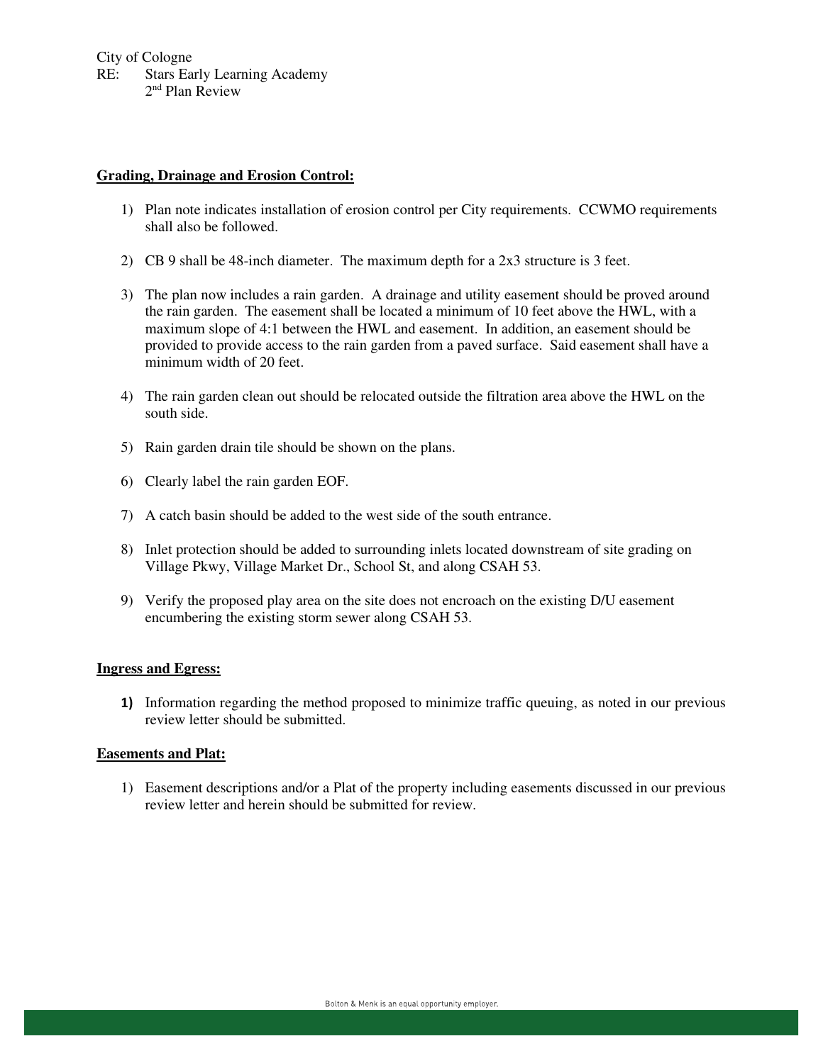City of Cologne
RE: Stars Early Learning Academy
2nd Plan Review

**Grading, Drainage and Erosion Control:**

1) Plan note indicates installation of erosion control per City requirements. CCWMO requirements shall also be followed.

2) CB 9 shall be 48-inch diameter. The maximum depth for a 2x3 structure is 3 feet.

3) The plan now includes a rain garden. A drainage and utility easement should be proved around the rain garden. The easement shall be located a minimum of 10 feet above the HWL, with a maximum slope of 4:1 between the HWL and easement. In addition, an easement should be provided to provide access to the rain garden from a paved surface. Said easement shall have a minimum width of 20 feet.

4) The rain garden clean out should be relocated outside the filtration area above the HWL on the south side.

5) Rain garden drain tile should be shown on the plans.

6) Clearly label the rain garden EOF.

7) A catch basin should be added to the west side of the south entrance.

8) Inlet protection should be added to surrounding inlets located downstream of site grading on Village Pkwy, Village Market Dr., School St, and along CSAH 53.

9) Verify the proposed play area on the site does not encroach on the existing D/U easement encumbering the existing storm sewer along CSAH 53.

**Ingress and Egress:**

1) Information regarding the method proposed to minimize traffic queuing, as noted in our previous review letter should be submitted.

**Easements and Plat:**

1) Easement descriptions and/or a Plat of the property including easements discussed in our previous review letter and herein should be submitted for review.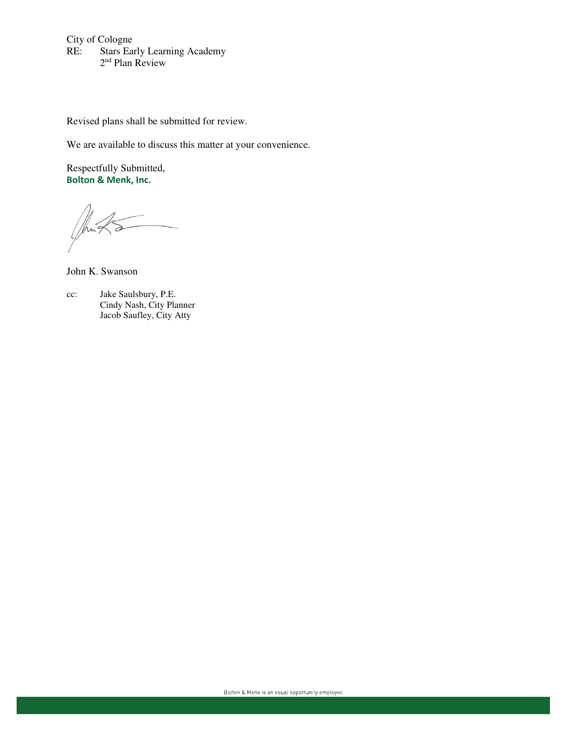City of Cologne
RE: Stars Early Learning Academy
2nd Plan Review

Revised plans shall be submitted for review.

We are available to discuss this matter at your convenience.

Respectfully Submitted,
**Bolton & Menk, Inc.**

John K. Swanson

cc: Jake Saulsbury, P.E.
Cindy Nash, City Planner
Jacob Saufley, City Atty

Bolton & Menk is an equal opportunity employer.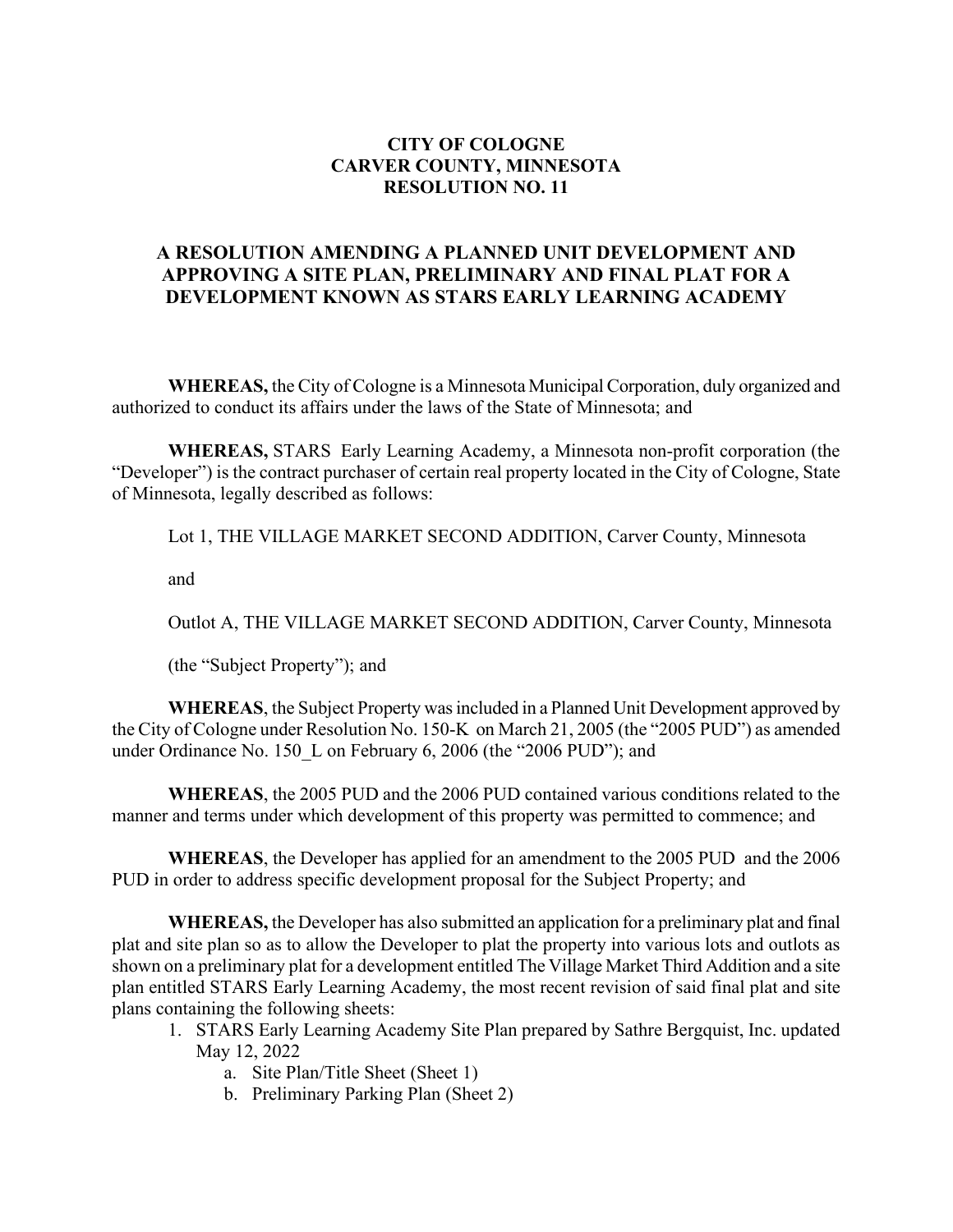**CITY OF COLOGNE**
**CARVER COUNTY, MINNESOTA**
**RESOLUTION NO. 11**

**A RESOLUTION AMENDING A PLANNED UNIT DEVELOPMENT AND APPROVING A SITE PLAN, PRELIMINARY AND FINAL PLAT FOR A DEVELOPMENT KNOWN AS STARS EARLY LEARNING ACADEMY**

**WHEREAS,** the City of Cologne is a Minnesota Municipal Corporation, duly organized and authorized to conduct its affairs under the laws of the State of Minnesota; and

**WHEREAS,** STARS Early Learning Academy, a Minnesota non-profit corporation (the "Developer") is the contract purchaser of certain real property located in the City of Cologne, State of Minnesota, legally described as follows:

Lot 1, THE VILLAGE MARKET SECOND ADDITION, Carver County, Minnesota

and

Outlot A, THE VILLAGE MARKET SECOND ADDITION, Carver County, Minnesota

(the "Subject Property"); and

**WHEREAS**, the Subject Property was included in a Planned Unit Development approved by the City of Cologne under Resolution No. 150-K on March 21, 2005 (the "2005 PUD") as amended under Ordinance No. 150_L on February 6, 2006 (the "2006 PUD"); and

**WHEREAS**, the 2005 PUD and the 2006 PUD contained various conditions related to the manner and terms under which development of this property was permitted to commence; and

**WHEREAS**, the Developer has applied for an amendment to the 2005 PUD and the 2006 PUD in order to address specific development proposal for the Subject Property; and

**WHEREAS,** the Developer has also submitted an application for a preliminary plat and final plat and site plan so as to allow the Developer to plat the property into various lots and outlots as shown on a preliminary plat for a development entitled The Village Market Third Addition and a site plan entitled STARS Early Learning Academy, the most recent revision of said final plat and site plans containing the following sheets:

1. STARS Early Learning Academy Site Plan prepared by Sathre Bergquist, Inc. updated May 12, 2022
   a. Site Plan/Title Sheet (Sheet 1)
   b. Preliminary Parking Plan (Sheet 2)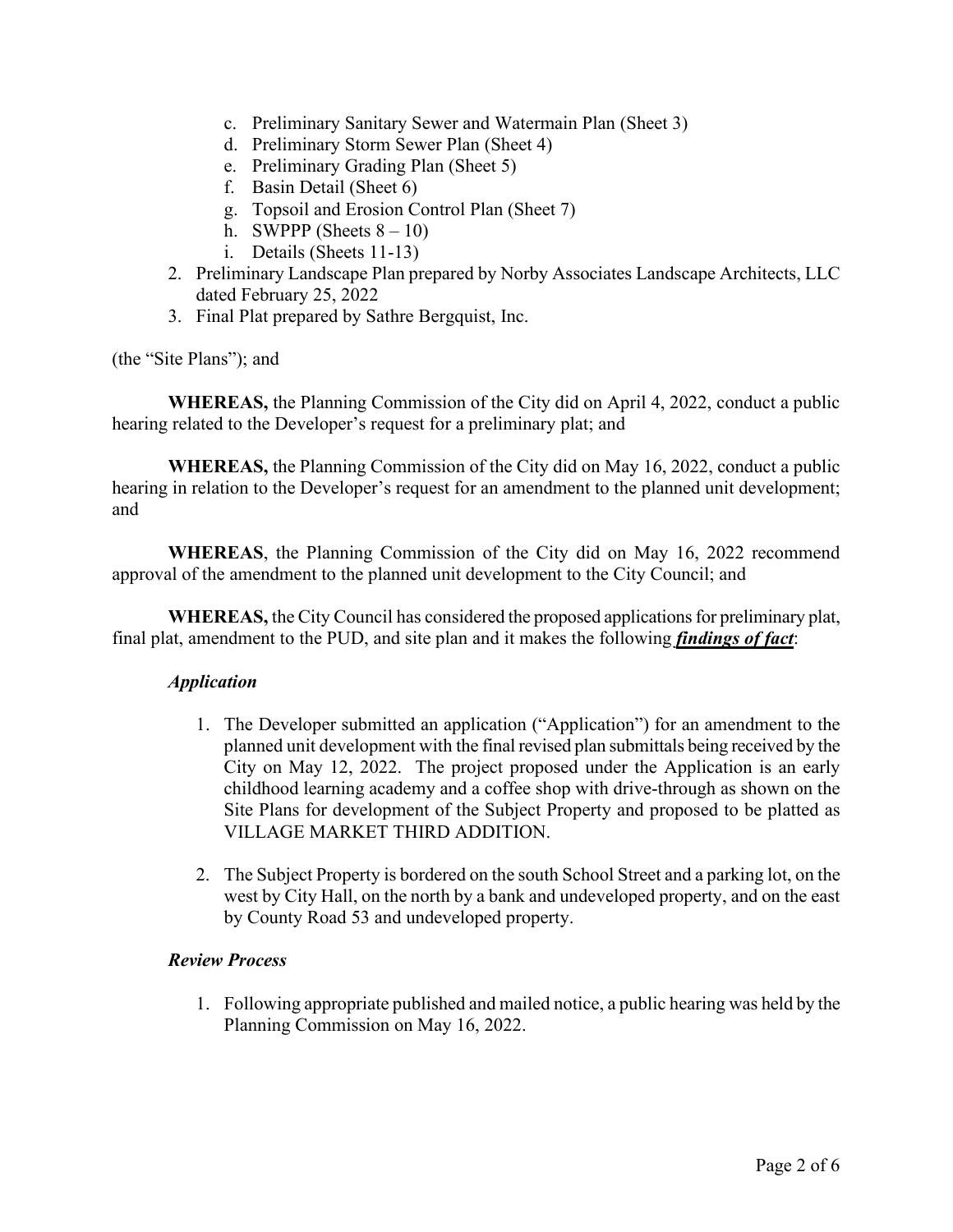c. Preliminary Sanitary Sewer and Watermain Plan (Sheet 3)
   d. Preliminary Storm Sewer Plan (Sheet 4)
   e. Preliminary Grading Plan (Sheet 5)
   f. Basin Detail (Sheet 6)
   g. Topsoil and Erosion Control Plan (Sheet 7)
   h. SWPPP (Sheets 8 – 10)
   i. Details (Sheets 11-13)
2. Preliminary Landscape Plan prepared by Norby Associates Landscape Architects, LLC dated February 25, 2022
3. Final Plat prepared by Sathre Bergquist, Inc.

(the "Site Plans"); and

**WHEREAS,** the Planning Commission of the City did on April 4, 2022, conduct a public hearing related to the Developer's request for a preliminary plat; and

**WHEREAS,** the Planning Commission of the City did on May 16, 2022, conduct a public hearing in relation to the Developer's request for an amendment to the planned unit development; and

**WHEREAS**, the Planning Commission of the City did on May 16, 2022 recommend approval of the amendment to the planned unit development to the City Council; and

**WHEREAS,** the City Council has considered the proposed applications for preliminary plat, final plat, amendment to the PUD, and site plan and it makes the following ***findings of fact***:

### *Application*

1. The Developer submitted an application ("Application") for an amendment to the planned unit development with the final revised plan submittals being received by the City on May 12, 2022. The project proposed under the Application is an early childhood learning academy and a coffee shop with drive-through as shown on the Site Plans for development of the Subject Property and proposed to be platted as VILLAGE MARKET THIRD ADDITION.

2. The Subject Property is bordered on the south School Street and a parking lot, on the west by City Hall, on the north by a bank and undeveloped property, and on the east by County Road 53 and undeveloped property.

### *Review Process*

1. Following appropriate published and mailed notice, a public hearing was held by the Planning Commission on May 16, 2022.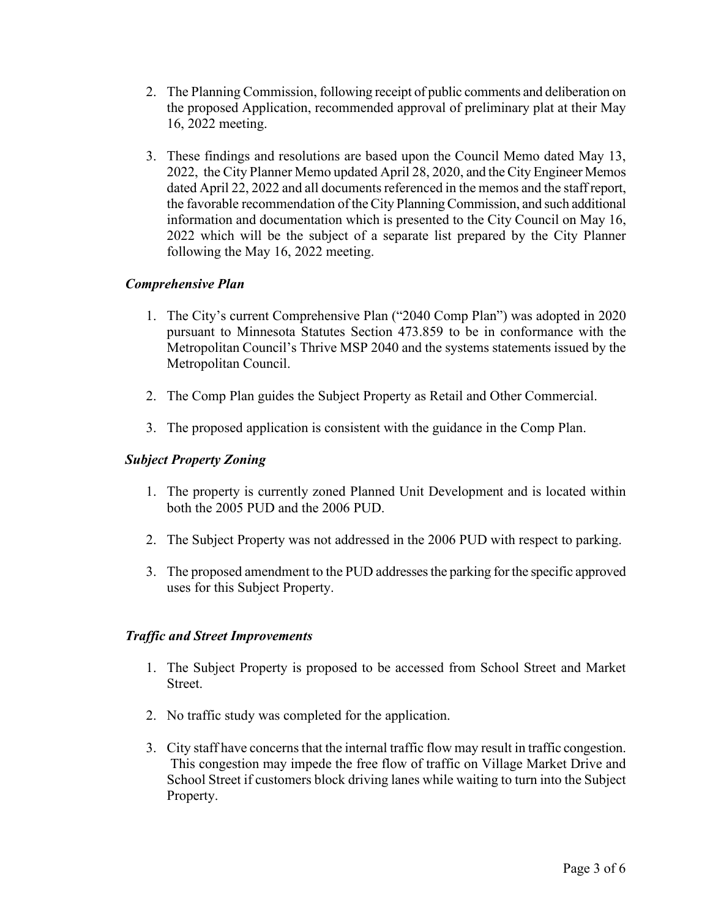2. The Planning Commission, following receipt of public comments and deliberation on the proposed Application, recommended approval of preliminary plat at their May 16, 2022 meeting.

3. These findings and resolutions are based upon the Council Memo dated May 13, 2022, the City Planner Memo updated April 28, 2020, and the City Engineer Memos dated April 22, 2022 and all documents referenced in the memos and the staff report, the favorable recommendation of the City Planning Commission, and such additional information and documentation which is presented to the City Council on May 16, 2022 which will be the subject of a separate list prepared by the City Planner following the May 16, 2022 meeting.

### *Comprehensive Plan*

1. The City's current Comprehensive Plan ("2040 Comp Plan") was adopted in 2020 pursuant to Minnesota Statutes Section 473.859 to be in conformance with the Metropolitan Council's Thrive MSP 2040 and the systems statements issued by the Metropolitan Council.

2. The Comp Plan guides the Subject Property as Retail and Other Commercial.

3. The proposed application is consistent with the guidance in the Comp Plan.

### *Subject Property Zoning*

1. The property is currently zoned Planned Unit Development and is located within both the 2005 PUD and the 2006 PUD.

2. The Subject Property was not addressed in the 2006 PUD with respect to parking.

3. The proposed amendment to the PUD addresses the parking for the specific approved uses for this Subject Property.

### *Traffic and Street Improvements*

1. The Subject Property is proposed to be accessed from School Street and Market Street.

2. No traffic study was completed for the application.

3. City staff have concerns that the internal traffic flow may result in traffic congestion. This congestion may impede the free flow of traffic on Village Market Drive and School Street if customers block driving lanes while waiting to turn into the Subject Property.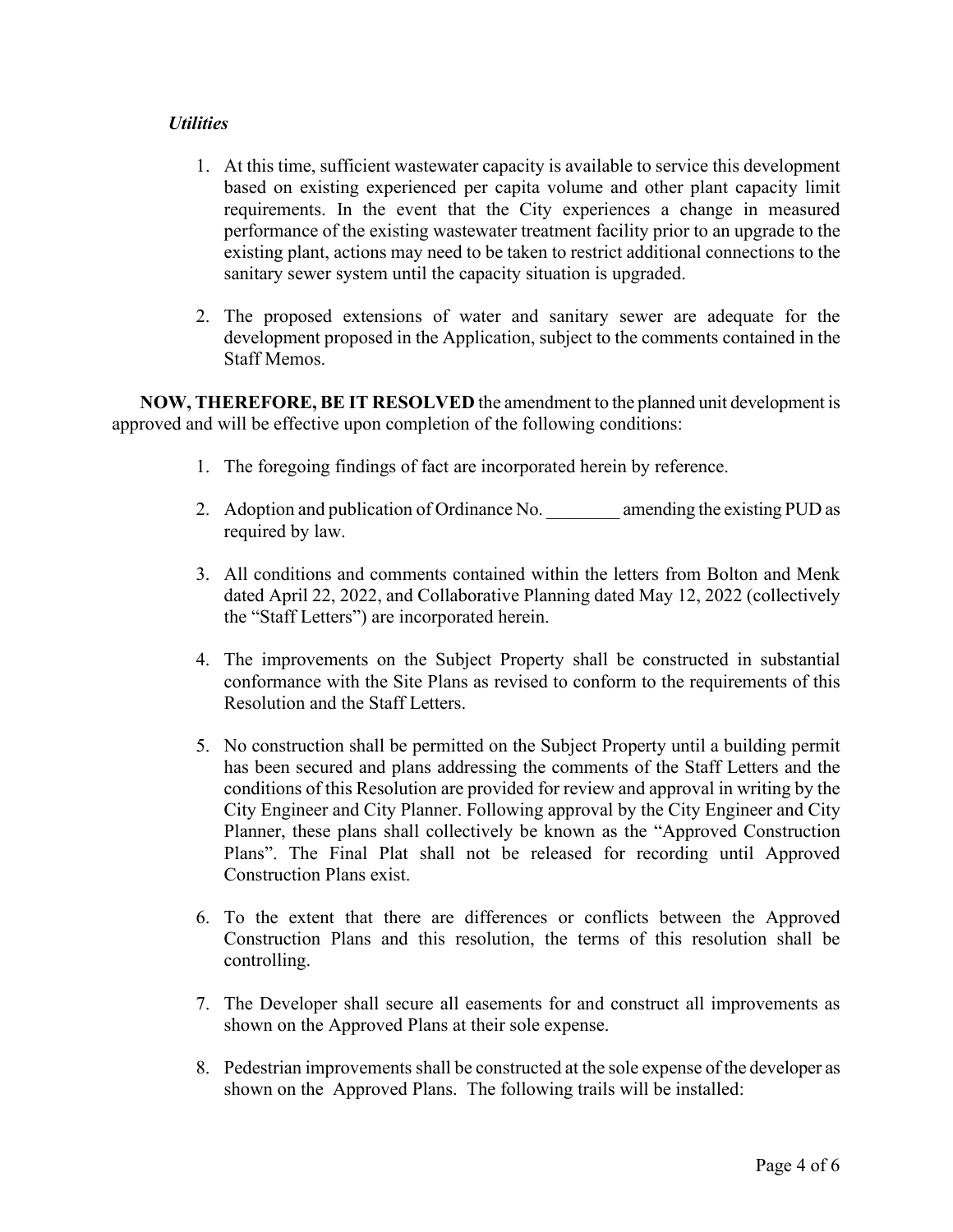*Utilities*

1. At this time, sufficient wastewater capacity is available to service this development based on existing experienced per capita volume and other plant capacity limit requirements. In the event that the City experiences a change in measured performance of the existing wastewater treatment facility prior to an upgrade to the existing plant, actions may need to be taken to restrict additional connections to the sanitary sewer system until the capacity situation is upgraded.

2. The proposed extensions of water and sanitary sewer are adequate for the development proposed in the Application, subject to the comments contained in the Staff Memos.

**NOW, THEREFORE, BE IT RESOLVED** the amendment to the planned unit development is approved and will be effective upon completion of the following conditions:

1. The foregoing findings of fact are incorporated herein by reference.

2. Adoption and publication of Ordinance No. ________ amending the existing PUD as required by law.

3. All conditions and comments contained within the letters from Bolton and Menk dated April 22, 2022, and Collaborative Planning dated May 12, 2022 (collectively the "Staff Letters") are incorporated herein.

4. The improvements on the Subject Property shall be constructed in substantial conformance with the Site Plans as revised to conform to the requirements of this Resolution and the Staff Letters.

5. No construction shall be permitted on the Subject Property until a building permit has been secured and plans addressing the comments of the Staff Letters and the conditions of this Resolution are provided for review and approval in writing by the City Engineer and City Planner. Following approval by the City Engineer and City Planner, these plans shall collectively be known as the "Approved Construction Plans". The Final Plat shall not be released for recording until Approved Construction Plans exist.

6. To the extent that there are differences or conflicts between the Approved Construction Plans and this resolution, the terms of this resolution shall be controlling.

7. The Developer shall secure all easements for and construct all improvements as shown on the Approved Plans at their sole expense.

8. Pedestrian improvements shall be constructed at the sole expense of the developer as shown on the Approved Plans. The following trails will be installed: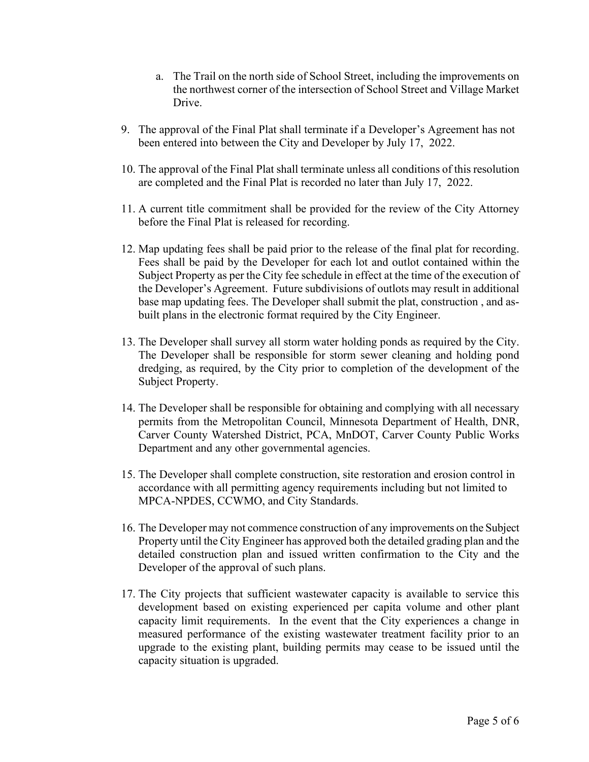a. The Trail on the north side of School Street, including the improvements on the northwest corner of the intersection of School Street and Village Market Drive.

9. The approval of the Final Plat shall terminate if a Developer's Agreement has not been entered into between the City and Developer by July 17, 2022.

10. The approval of the Final Plat shall terminate unless all conditions of this resolution are completed and the Final Plat is recorded no later than July 17, 2022.

11. A current title commitment shall be provided for the review of the City Attorney before the Final Plat is released for recording.

12. Map updating fees shall be paid prior to the release of the final plat for recording. Fees shall be paid by the Developer for each lot and outlot contained within the Subject Property as per the City fee schedule in effect at the time of the execution of the Developer's Agreement. Future subdivisions of outlots may result in additional base map updating fees. The Developer shall submit the plat, construction , and as-built plans in the electronic format required by the City Engineer.

13. The Developer shall survey all storm water holding ponds as required by the City. The Developer shall be responsible for storm sewer cleaning and holding pond dredging, as required, by the City prior to completion of the development of the Subject Property.

14. The Developer shall be responsible for obtaining and complying with all necessary permits from the Metropolitan Council, Minnesota Department of Health, DNR, Carver County Watershed District, PCA, MnDOT, Carver County Public Works Department and any other governmental agencies.

15. The Developer shall complete construction, site restoration and erosion control in accordance with all permitting agency requirements including but not limited to MPCA-NPDES, CCWMO, and City Standards.

16. The Developer may not commence construction of any improvements on the Subject Property until the City Engineer has approved both the detailed grading plan and the detailed construction plan and issued written confirmation to the City and the Developer of the approval of such plans.

17. The City projects that sufficient wastewater capacity is available to service this development based on existing experienced per capita volume and other plant capacity limit requirements. In the event that the City experiences a change in measured performance of the existing wastewater treatment facility prior to an upgrade to the existing plant, building permits may cease to be issued until the capacity situation is upgraded.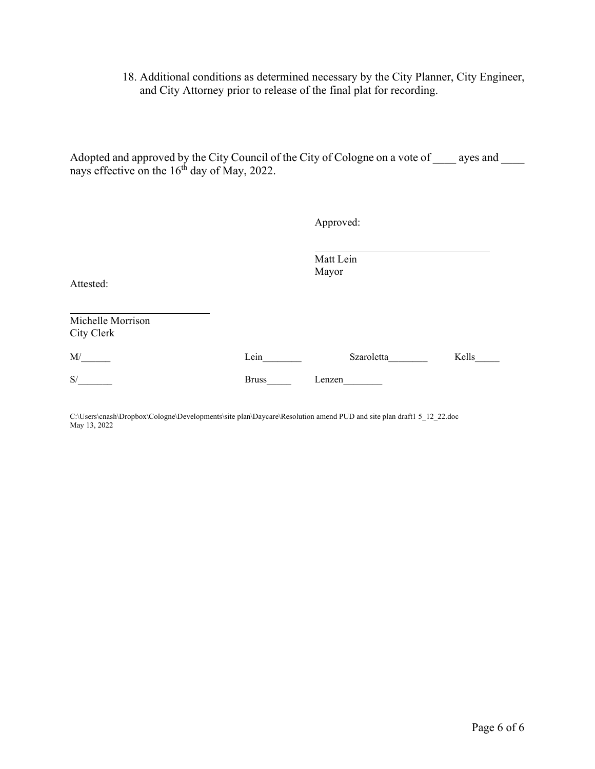18. Additional conditions as determined necessary by the City Planner, City Engineer, and City Attorney prior to release of the final plat for recording.

Adopted and approved by the City Council of the City of Cologne on a vote of ____ ayes and ____ nays effective on the 16th day of May, 2022.

Approved:

_________________________________
Matt Lein
Mayor

Attested:

__________________________
Michelle Morrison
City Clerk

M/______ Lein________ Szaroletta________ Kells_____

S/_______ Bruss_____ Lenzen________

C:\Users\cnash\Dropbox\Cologne\Developments\site plan\Daycare\Resolution amend PUD and site plan draft1 5_12_22.doc
May 13, 2022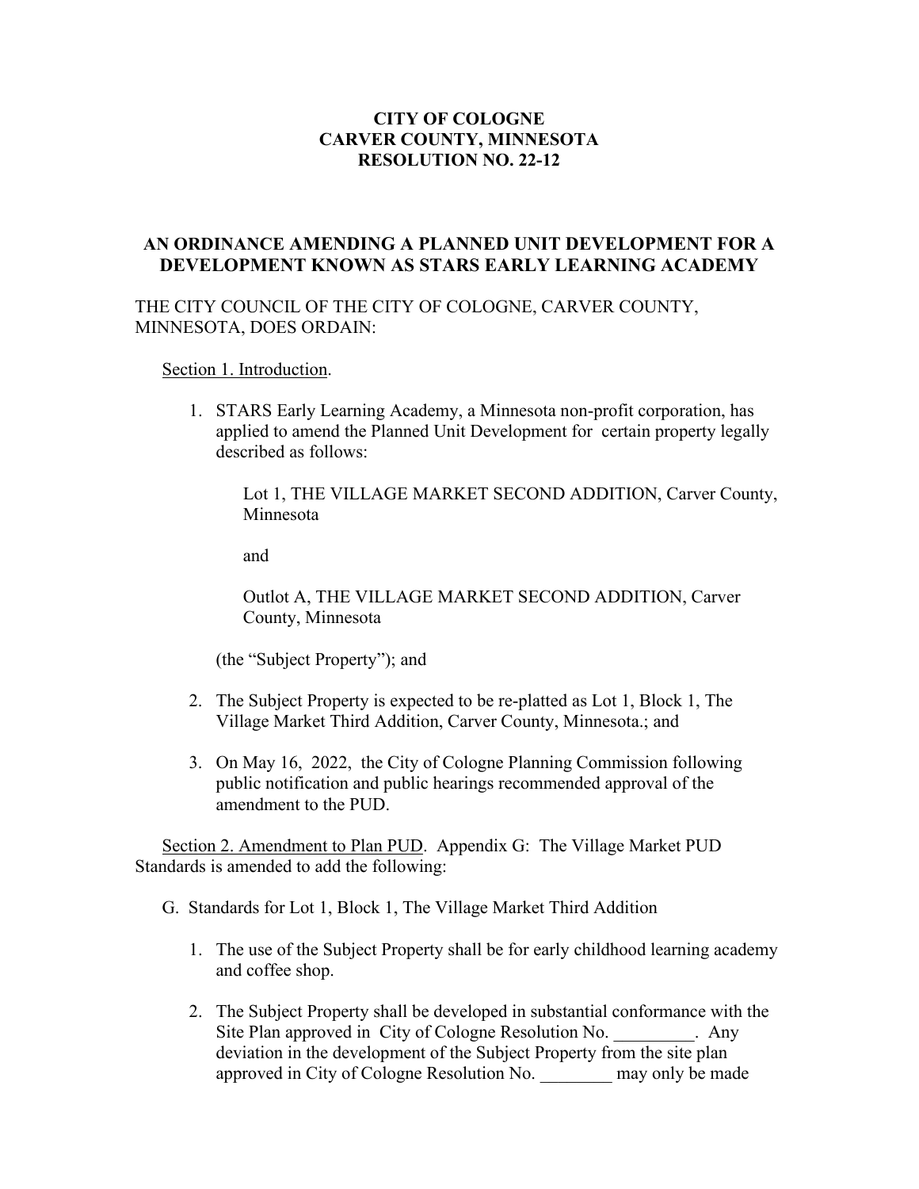**CITY OF COLOGNE**
**CARVER COUNTY, MINNESOTA**
**RESOLUTION NO. 22-12**

# AN ORDINANCE AMENDING A PLANNED UNIT DEVELOPMENT FOR A DEVELOPMENT KNOWN AS STARS EARLY LEARNING ACADEMY

THE CITY COUNCIL OF THE CITY OF COLOGNE, CARVER COUNTY, MINNESOTA, DOES ORDAIN:

Section 1. Introduction.

1. STARS Early Learning Academy, a Minnesota non-profit corporation, has applied to amend the Planned Unit Development for certain property legally described as follows:

   Lot 1, THE VILLAGE MARKET SECOND ADDITION, Carver County, Minnesota

   and

   Outlot A, THE VILLAGE MARKET SECOND ADDITION, Carver County, Minnesota

   (the "Subject Property"); and

2. The Subject Property is expected to be re-platted as Lot 1, Block 1, The Village Market Third Addition, Carver County, Minnesota.; and

3. On May 16, 2022, the City of Cologne Planning Commission following public notification and public hearings recommended approval of the amendment to the PUD.

Section 2. Amendment to Plan PUD. Appendix G: The Village Market PUD Standards is amended to add the following:

G. Standards for Lot 1, Block 1, The Village Market Third Addition

1. The use of the Subject Property shall be for early childhood learning academy and coffee shop.

2. The Subject Property shall be developed in substantial conformance with the Site Plan approved in City of Cologne Resolution No. _________. Any deviation in the development of the Subject Property from the site plan approved in City of Cologne Resolution No. ________ may only be made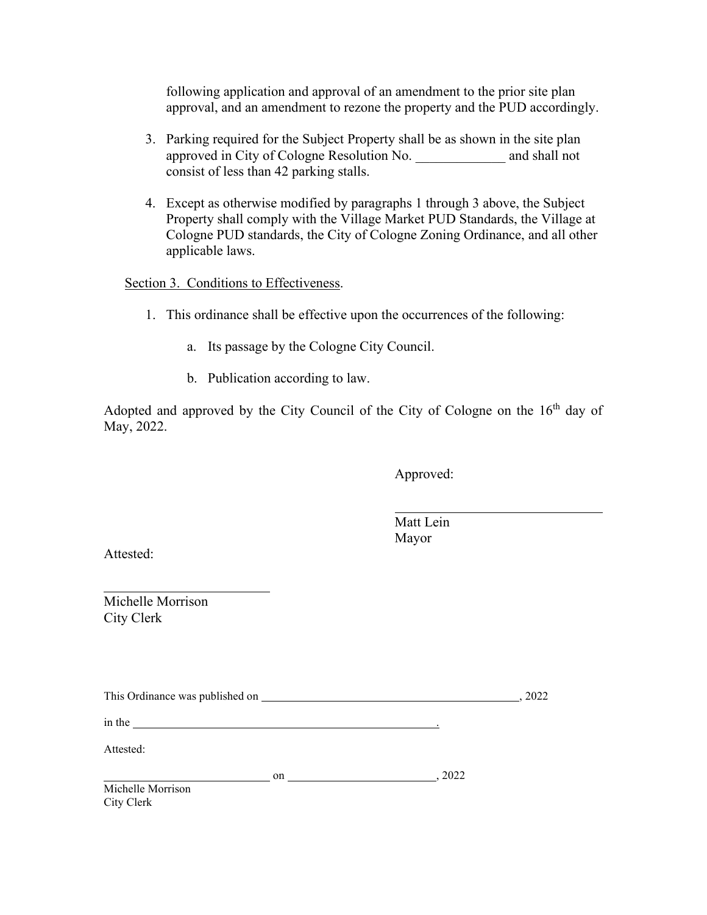following application and approval of an amendment to the prior site plan approval, and an amendment to rezone the property and the PUD accordingly.

3. Parking required for the Subject Property shall be as shown in the site plan approved in City of Cologne Resolution No. _____________ and shall not consist of less than 42 parking stalls.

4. Except as otherwise modified by paragraphs 1 through 3 above, the Subject Property shall comply with the Village Market PUD Standards, the Village at Cologne PUD standards, the City of Cologne Zoning Ordinance, and all other applicable laws.

Section 3. Conditions to Effectiveness.

1. This ordinance shall be effective upon the occurrences of the following:

   a. Its passage by the Cologne City Council.

   b. Publication according to law.

Adopted and approved by the City Council of the City of Cologne on the 16th day of May, 2022.

Approved:

______________________________
Matt Lein
Mayor

Attested:

______________________________
Michelle Morrison
City Clerk

This Ordinance was published on ________________________________________, 2022

in the ________________________________________________.

Attested:

__________________________ on ________________________, 2022
Michelle Morrison
City Clerk